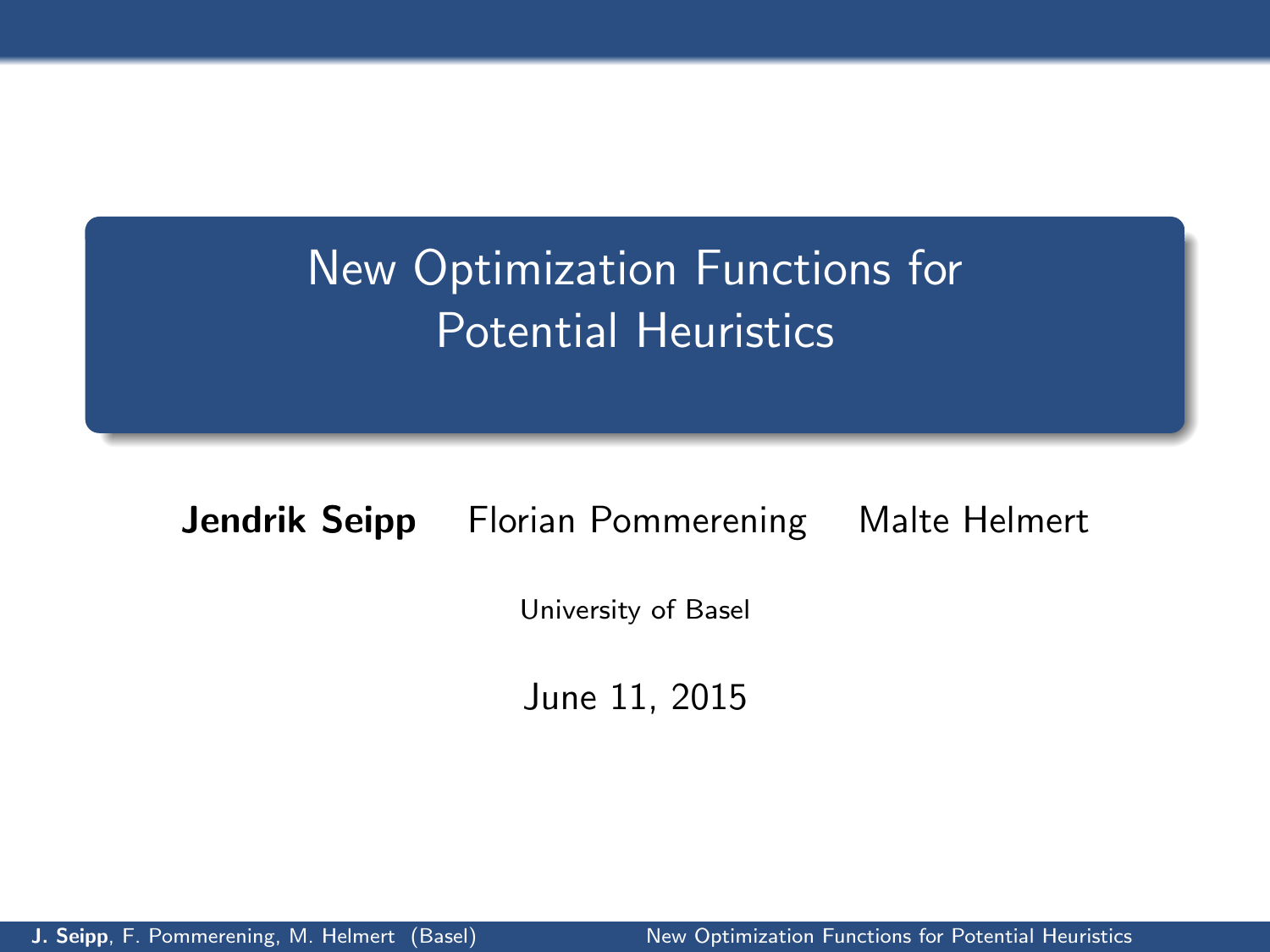# New Optimization Functions for Potential Heuristics

**Jendrik Seipp** Florian Pommerening Malte Helmert

University of Basel

June 11, 2015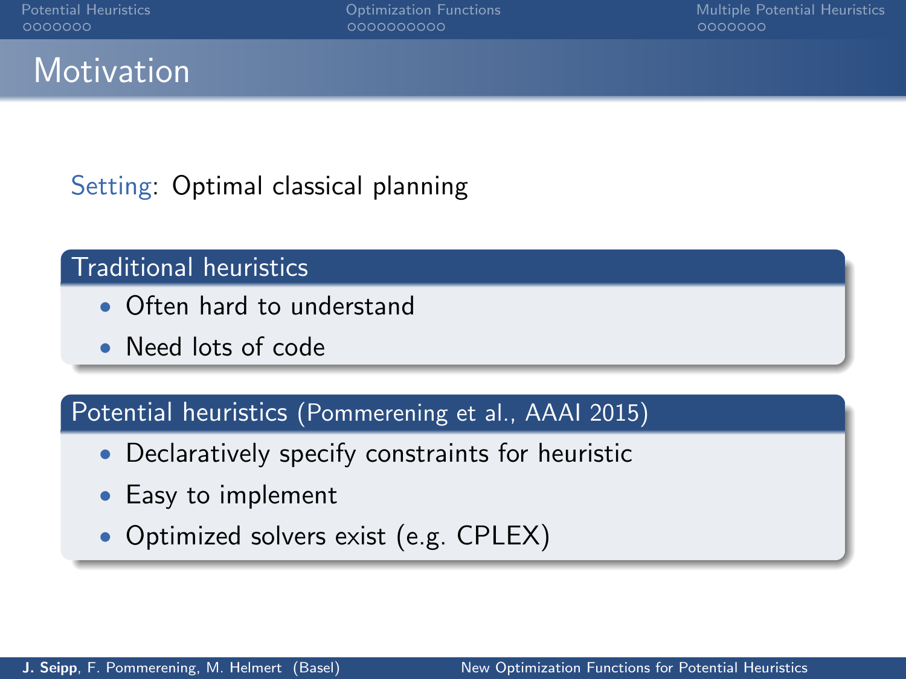# Motivation

Setting: Optimal classical planning

### Traditional heuristics

- Often hard to understand
- Need lots of code

### Potential heuristics (Pommerening et al., AAAI 2015)

- Declaratively specify constraints for heuristic
- Easy to implement
- Optimized solvers exist (e.g. CPLEX)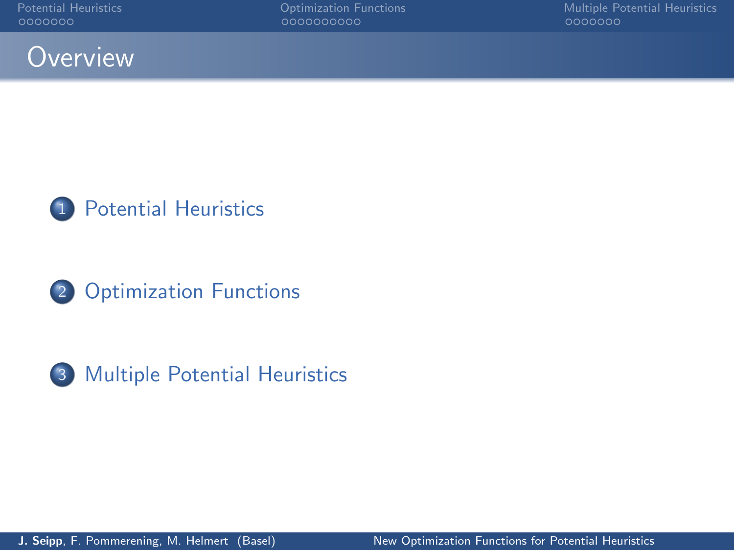# Overview

1. Potential Heuristics
2. Optimization Functions
3. Multiple Potential Heuristics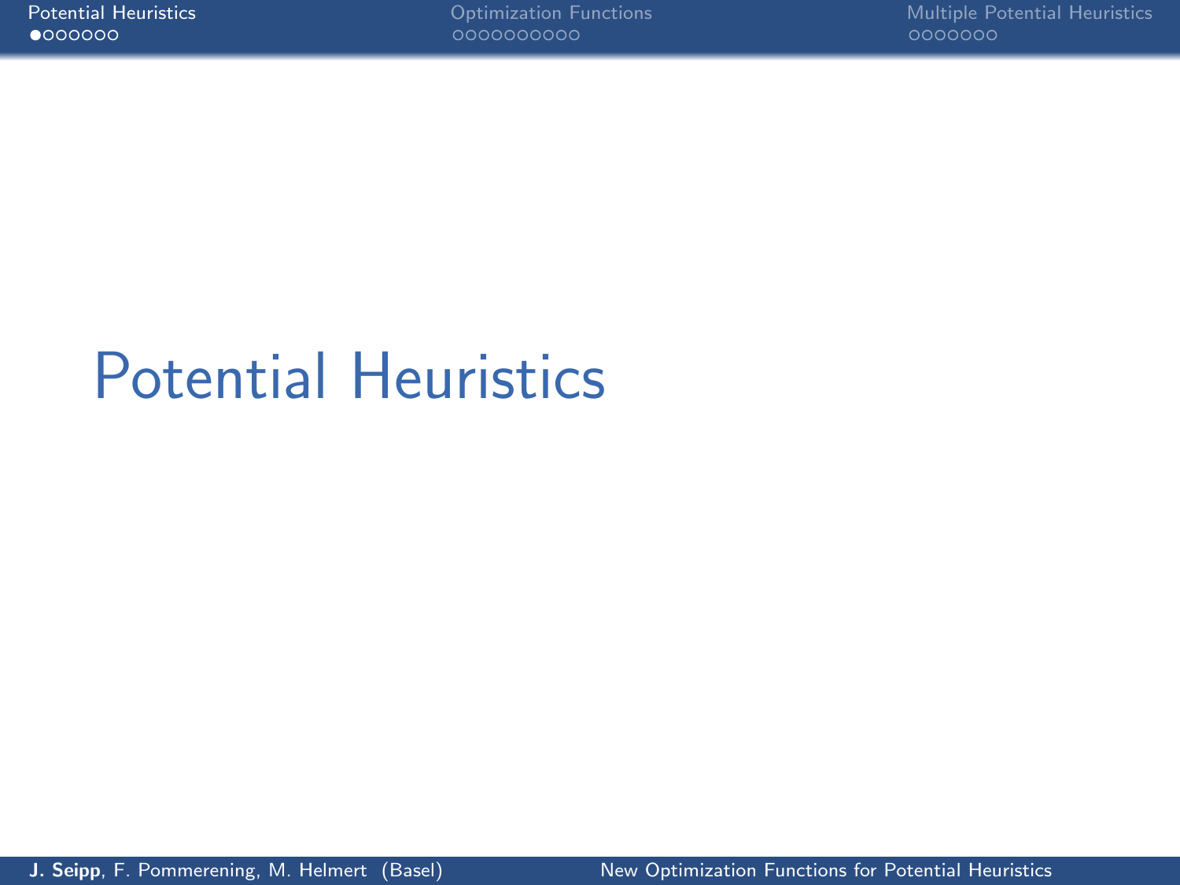# Potential Heuristics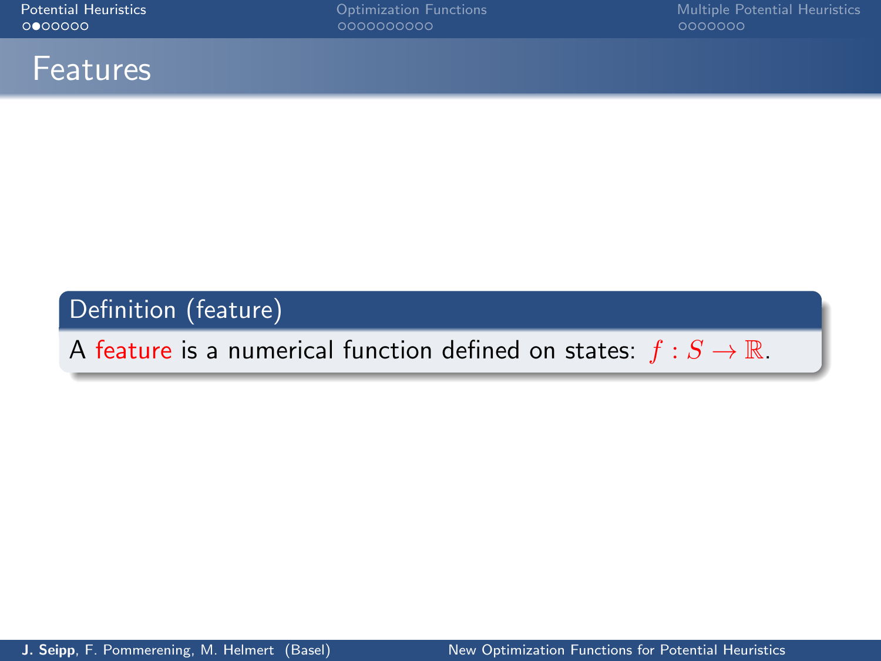# Features

**Definition (feature)**

A feature is a numerical function defined on states: $f : S \to \mathbb{R}$.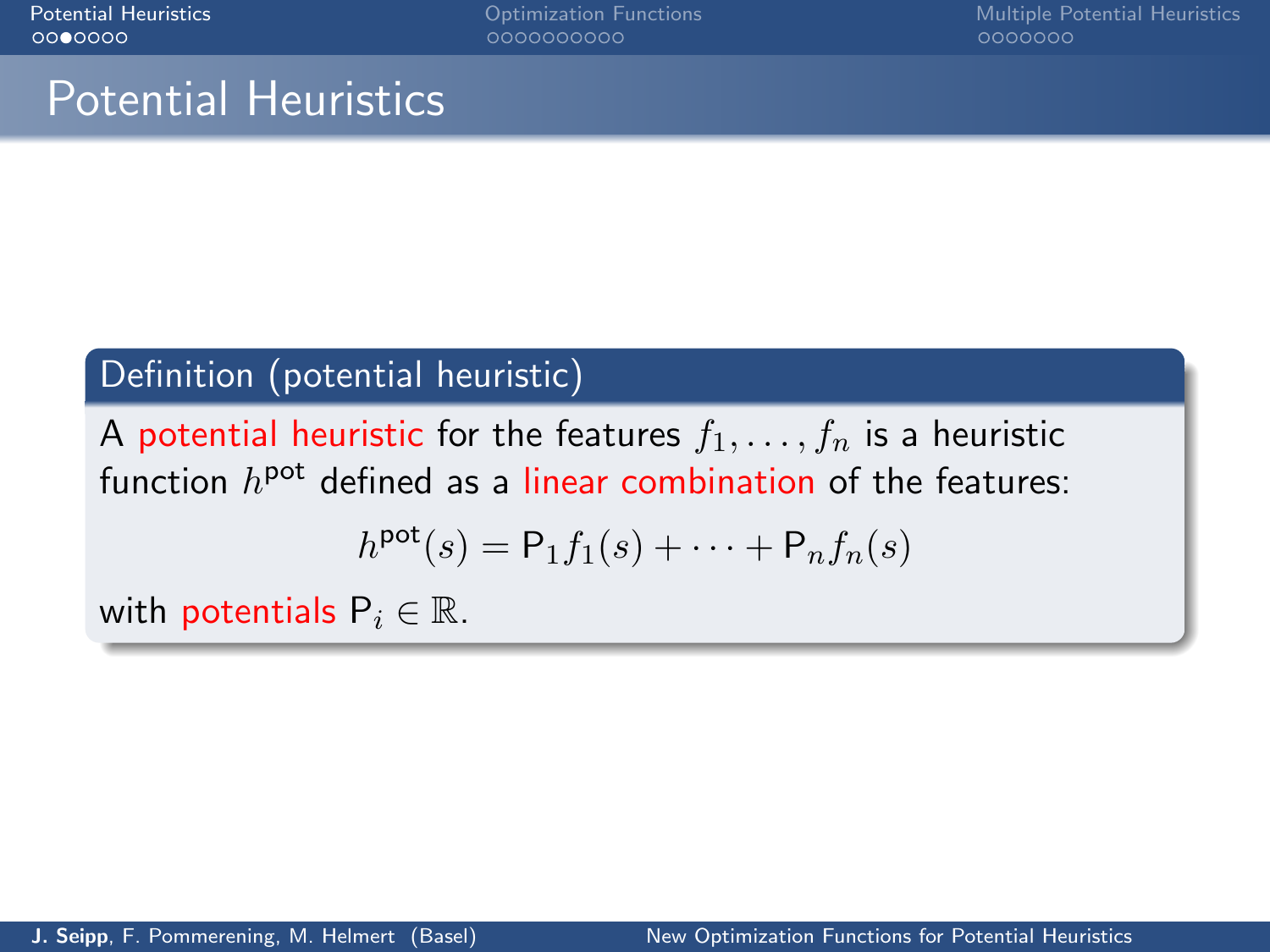# Potential Heuristics

**Definition (potential heuristic)**

A potential heuristic for the features $f_1, \dots, f_n$ is a heuristic function $h^{\mathsf{pot}}$ defined as a linear combination of the features:

$$h^{\mathsf{pot}}(s) = \mathsf{P}_1 f_1(s) + \cdots + \mathsf{P}_n f_n(s)$$

with potentials $\mathsf{P}_i \in \mathbb{R}$.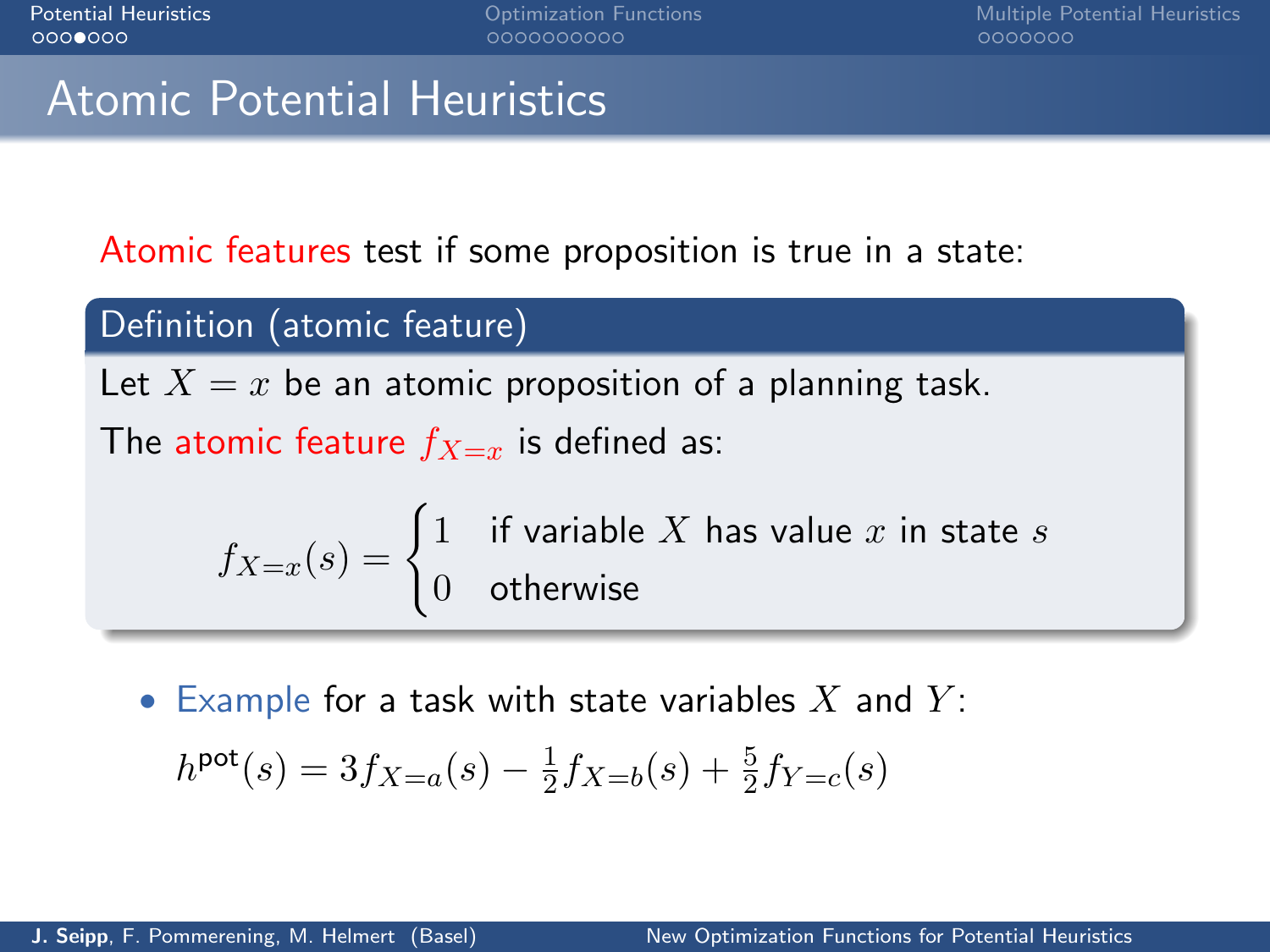# Atomic Potential Heuristics

Atomic features test if some proposition is true in a state:

**Definition (atomic feature)**

Let $X = x$ be an atomic proposition of a planning task.

The atomic feature $f_{X=x}$ is defined as:

$$f_{X=x}(s) = \begin{cases} 1 & \text{if variable } X \text{ has value } x \text{ in state } s \\ 0 & \text{otherwise} \end{cases}$$

- Example for a task with state variables $X$ and $Y$:

  $h^{\text{pot}}(s) = 3f_{X=a}(s) - \frac{1}{2}f_{X=b}(s) + \frac{5}{2}f_{Y=c}(s)$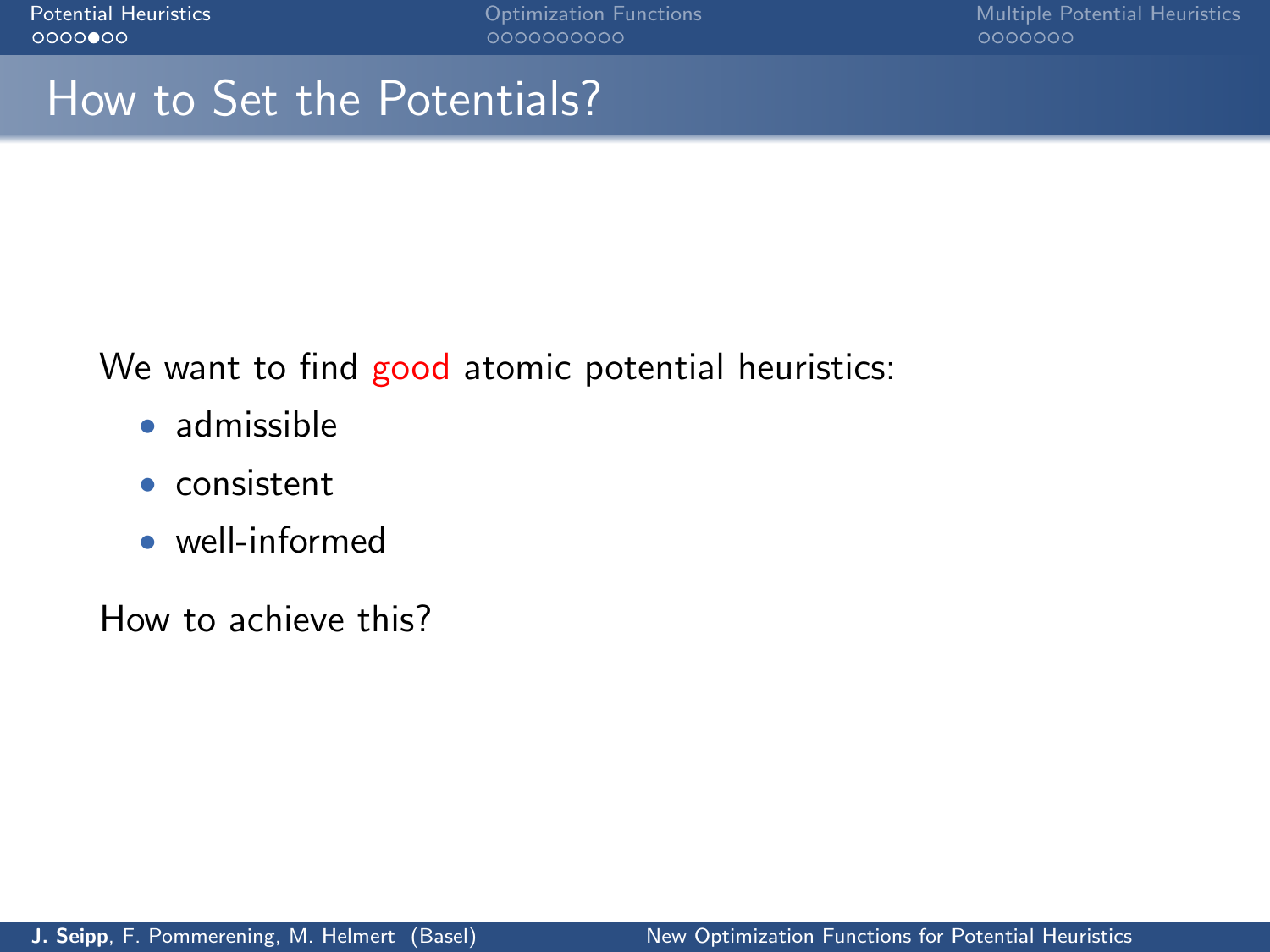# How to Set the Potentials?

We want to find good atomic potential heuristics:

- admissible
- consistent
- well-informed

How to achieve this?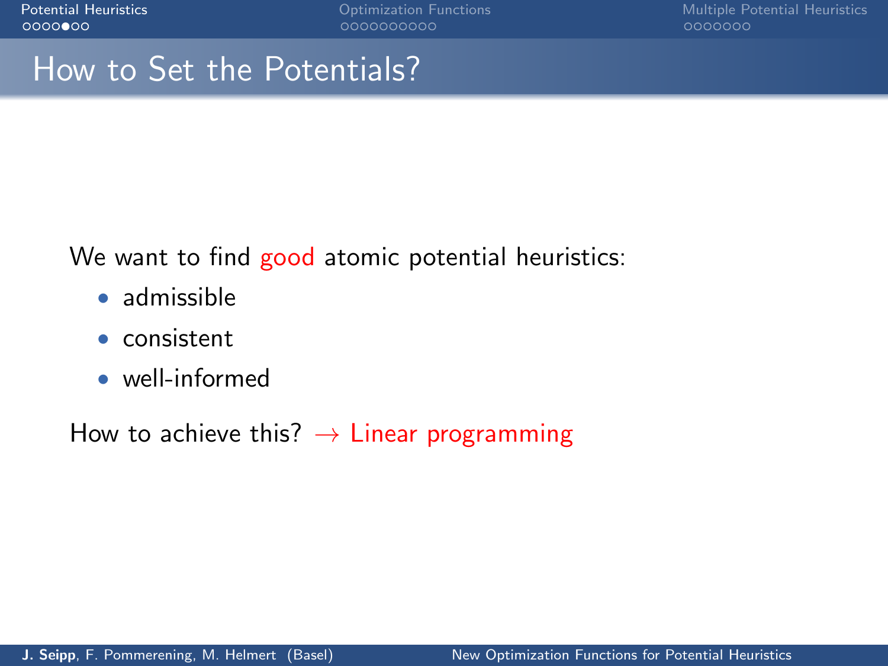# How to Set the Potentials?

We want to find good atomic potential heuristics:

- admissible
- consistent
- well-informed

How to achieve this? → Linear programming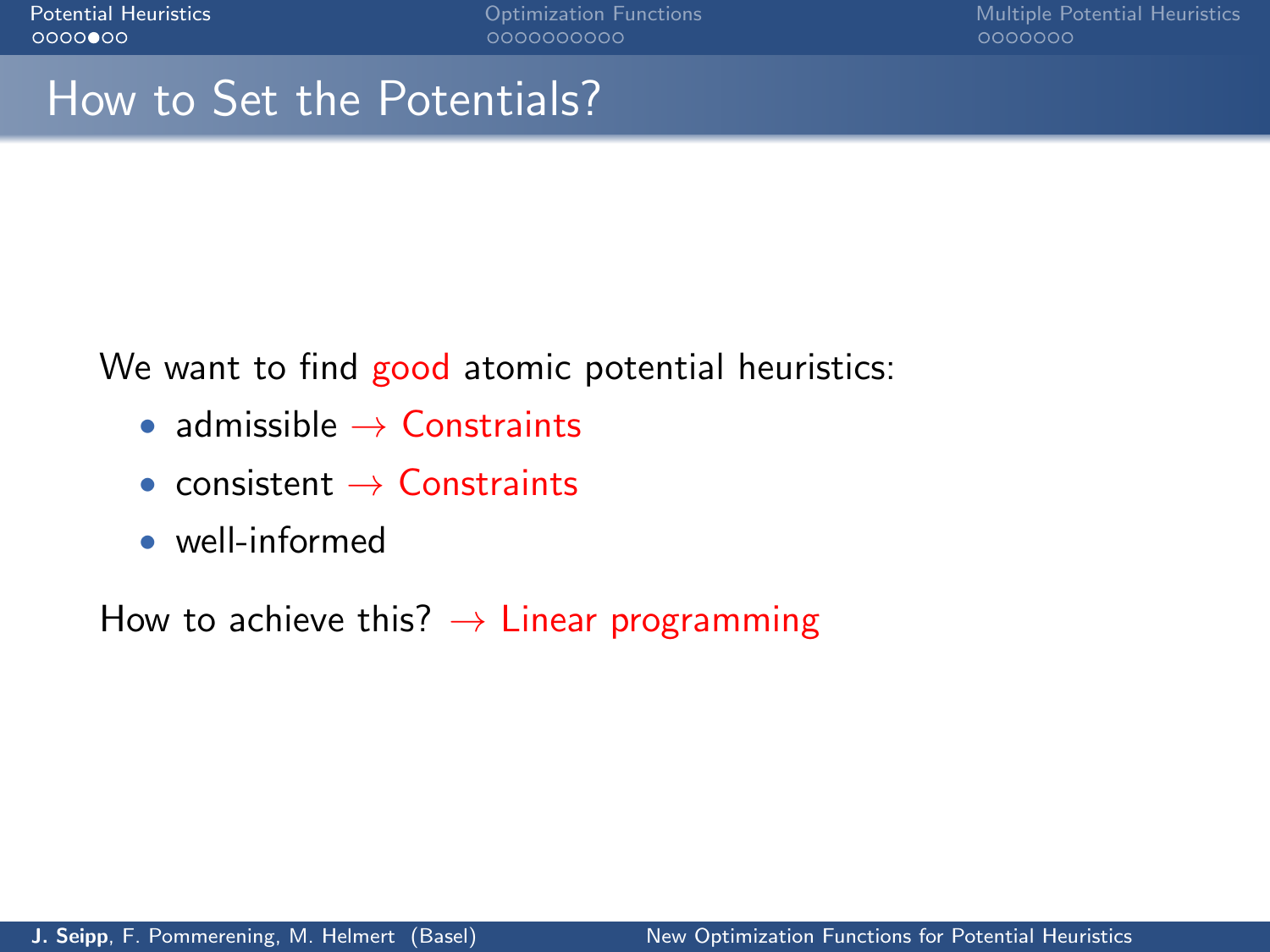# How to Set the Potentials?

We want to find good atomic potential heuristics:

- admissible → Constraints
- consistent → Constraints
- well-informed

How to achieve this? → Linear programming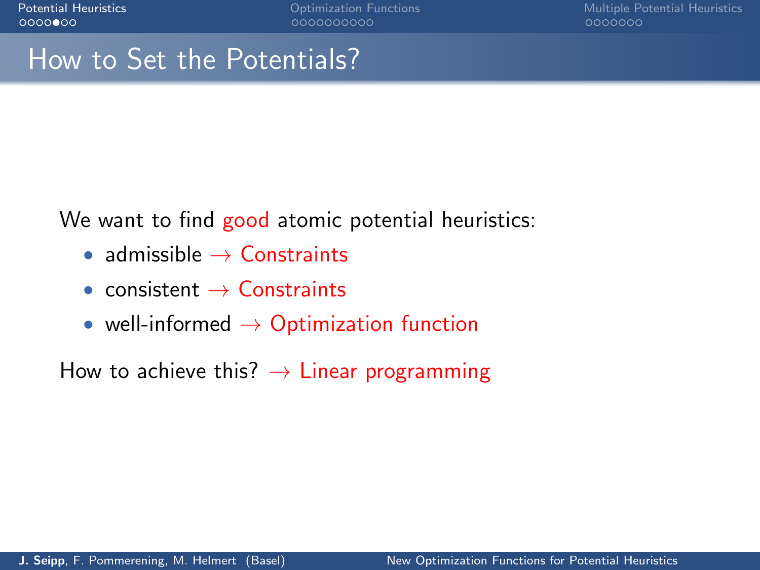# How to Set the Potentials?

We want to find good atomic potential heuristics:

- admissible → Constraints
- consistent → Constraints
- well-informed → Optimization function

How to achieve this? → Linear programming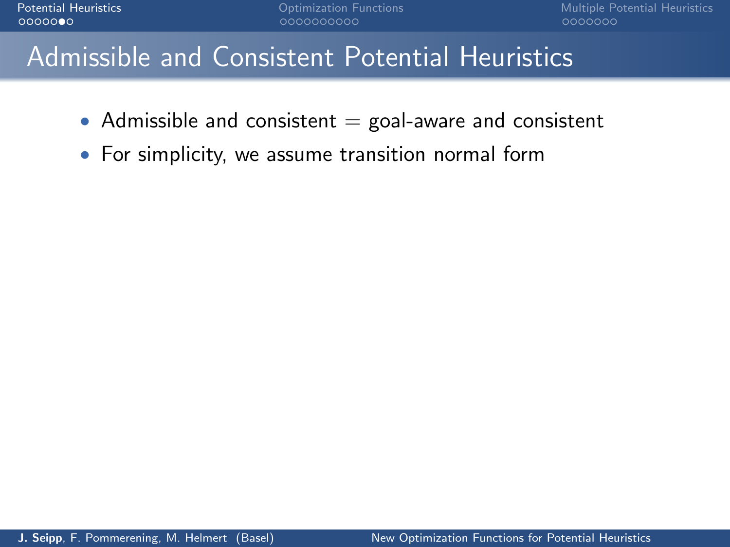# Admissible and Consistent Potential Heuristics

- Admissible and consistent = goal-aware and consistent
- For simplicity, we assume transition normal form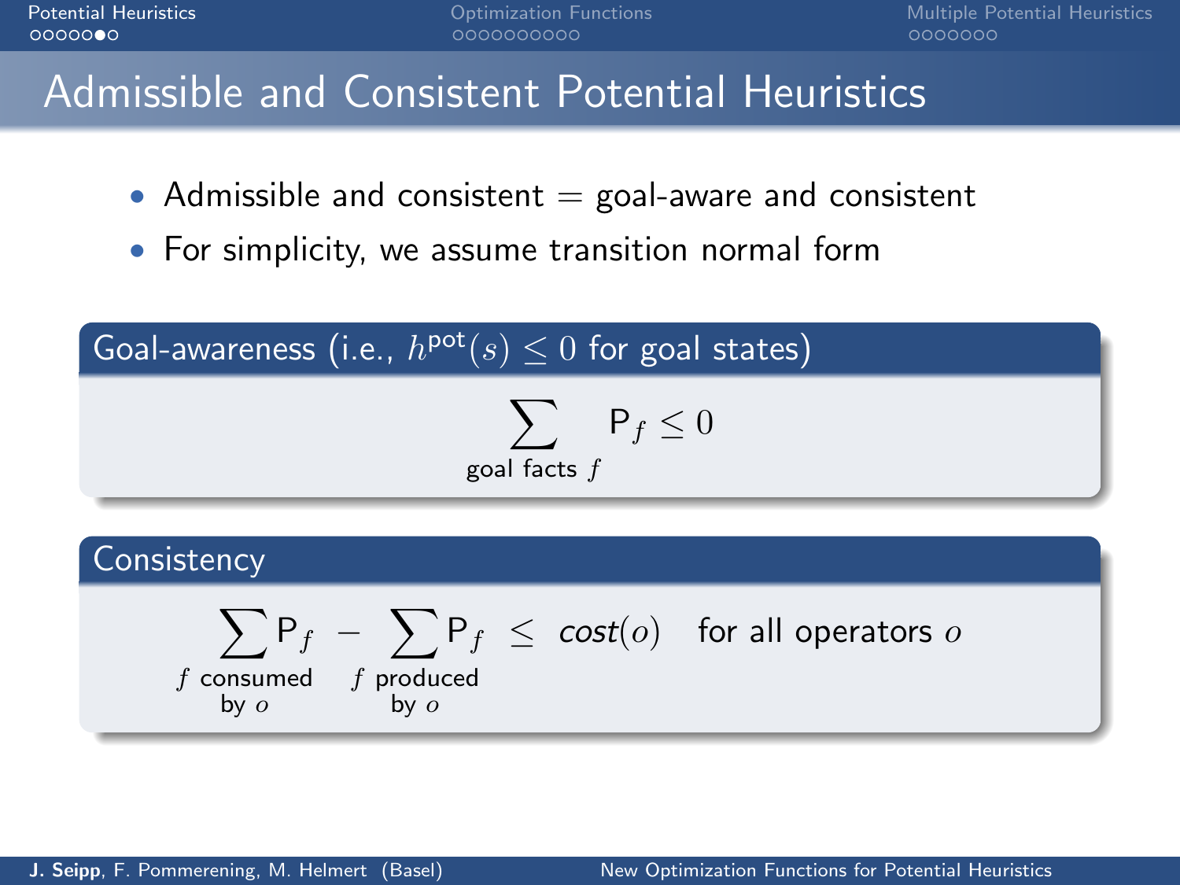# Admissible and Consistent Potential Heuristics

- Admissible and consistent = goal-aware and consistent
- For simplicity, we assume transition normal form

**Goal-awareness (i.e., $h^{\mathsf{pot}}(s) \leq 0$ for goal states)**

$$\sum_{\text{goal facts } f} \mathsf{P}_f \leq 0$$

**Consistency**

$$\sum_{\substack{f \text{ consumed} \\ \text{by } o}} \mathsf{P}_f - \sum_{\substack{f \text{ produced} \\ \text{by } o}} \mathsf{P}_f \leq \mathit{cost}(o) \quad \text{for all operators } o$$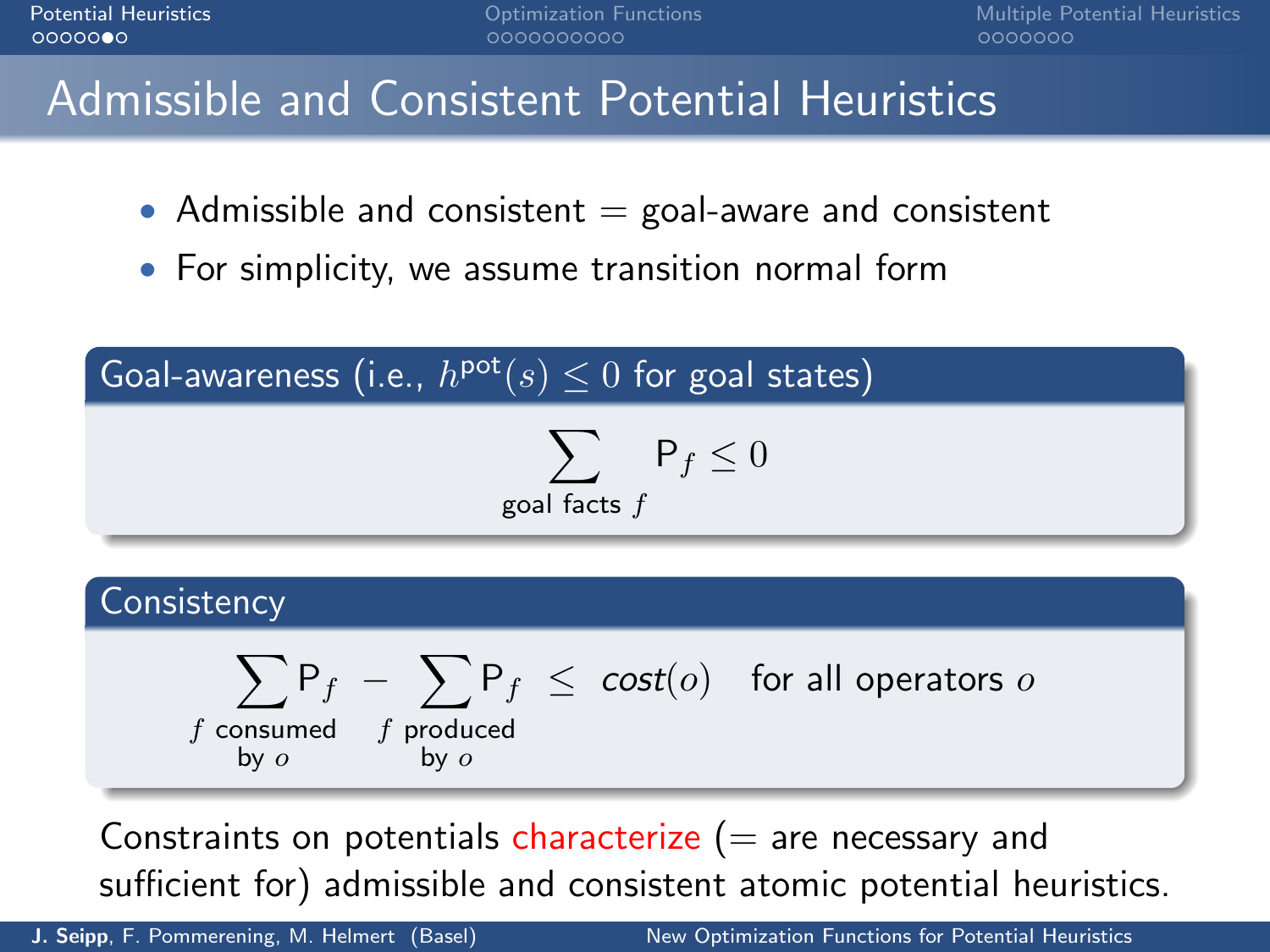# Admissible and Consistent Potential Heuristics

- Admissible and consistent = goal-aware and consistent
- For simplicity, we assume transition normal form

**Goal-awareness (i.e., $h^{\mathrm{pot}}(s) \leq 0$ for goal states)**

$$\sum_{\text{goal facts } f} \mathsf{P}_f \leq 0$$

**Consistency**

$$\sum_{\substack{f \text{ consumed} \\ \text{by } o}} \mathsf{P}_f \; - \sum_{\substack{f \text{ produced} \\ \text{by } o}} \mathsf{P}_f \;\leq\; \mathit{cost}(o) \quad \text{for all operators } o$$

Constraints on potentials characterize (= are necessary and sufficient for) admissible and consistent atomic potential heuristics.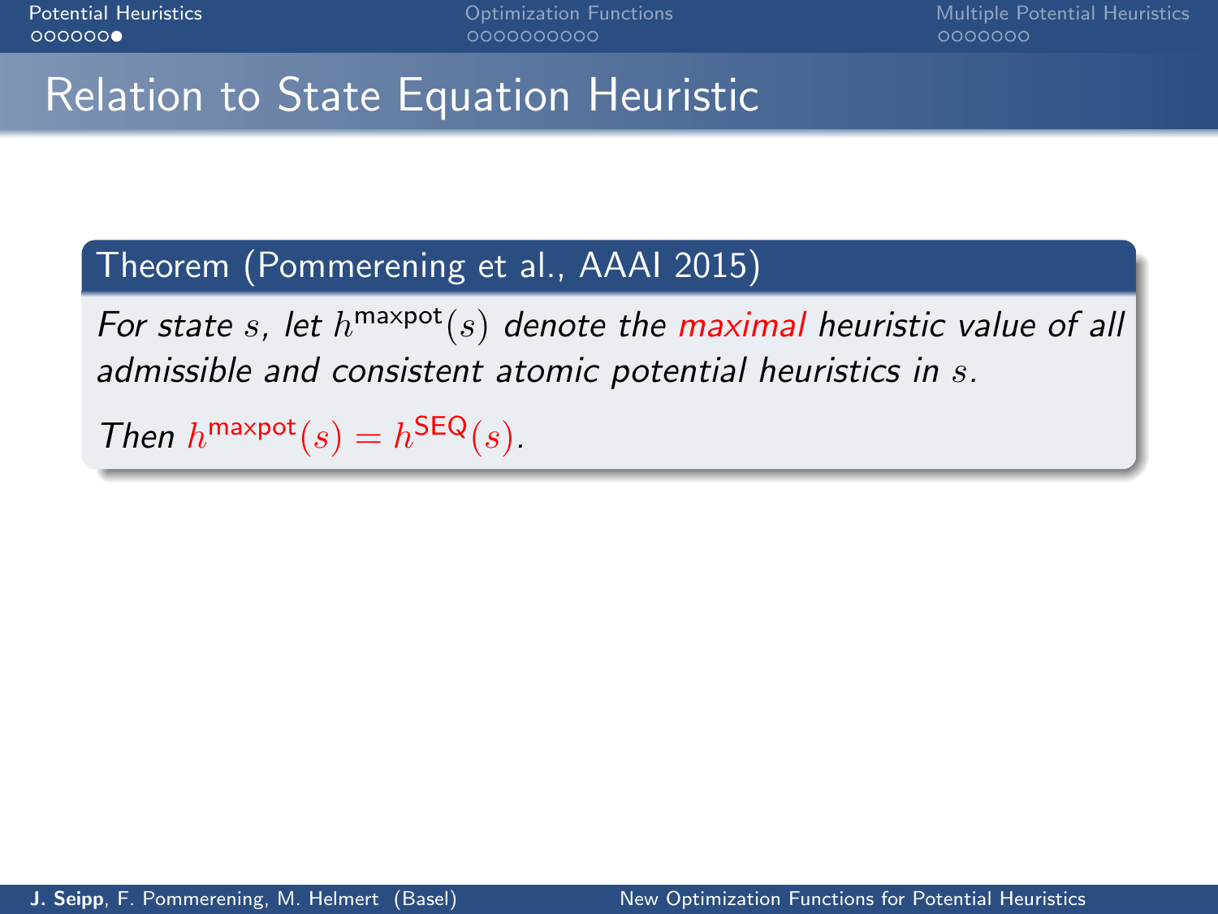# Relation to State Equation Heuristic

**Theorem (Pommerening et al., AAAI 2015)**

*For state $s$, let $h^{\mathsf{maxpot}}(s)$ denote the maximal heuristic value of all admissible and consistent atomic potential heuristics in $s$.*

*Then $h^{\mathsf{maxpot}}(s) = h^{\mathsf{SEQ}}(s)$.*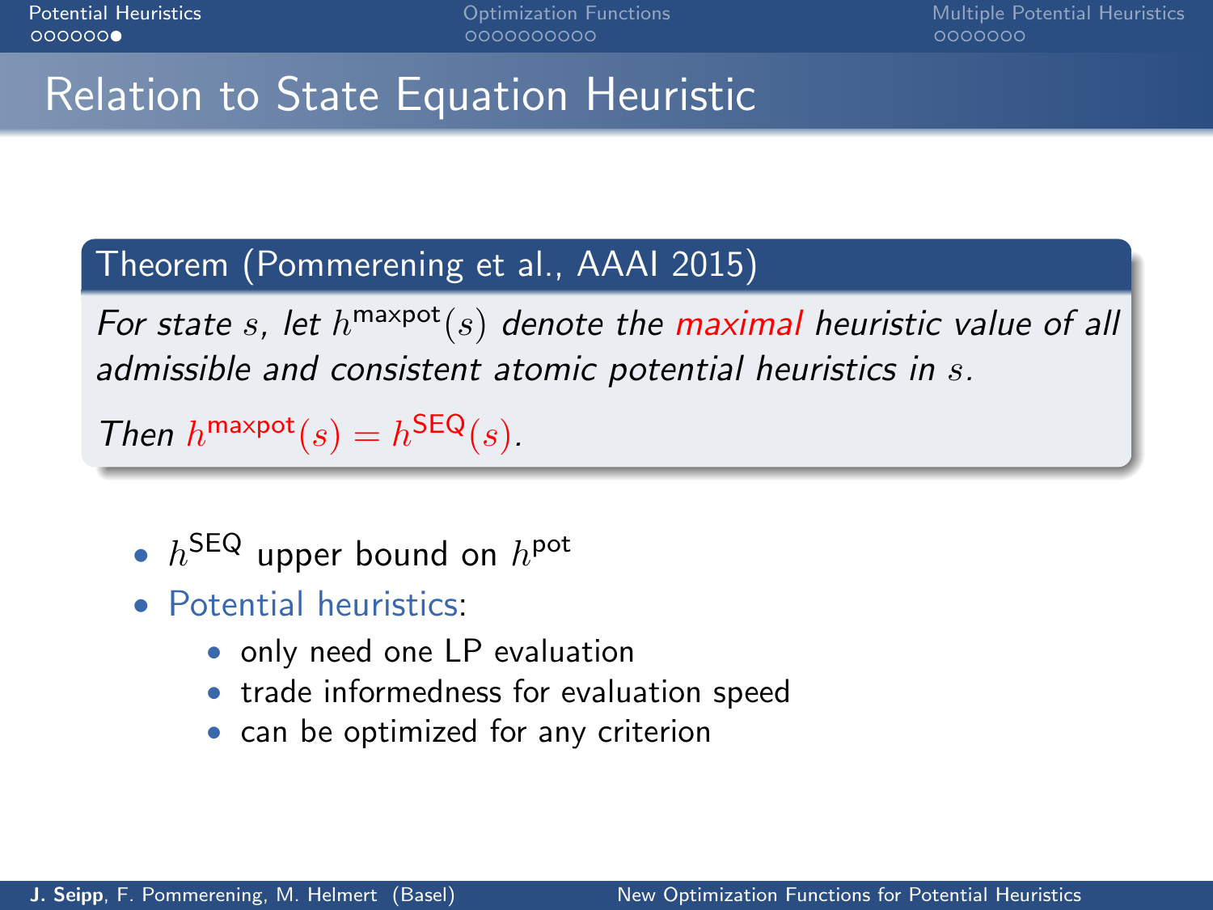# Relation to State Equation Heuristic

**Theorem (Pommerening et al., AAAI 2015)**

*For state $s$, let $h^{\text{maxpot}}(s)$ denote the maximal heuristic value of all admissible and consistent atomic potential heuristics in $s$.*

*Then $h^{\text{maxpot}}(s) = h^{\text{SEQ}}(s)$.*

- $h^{\text{SEQ}}$ upper bound on $h^{\text{pot}}$
- Potential heuristics:
  - only need one LP evaluation
  - trade informedness for evaluation speed
  - can be optimized for any criterion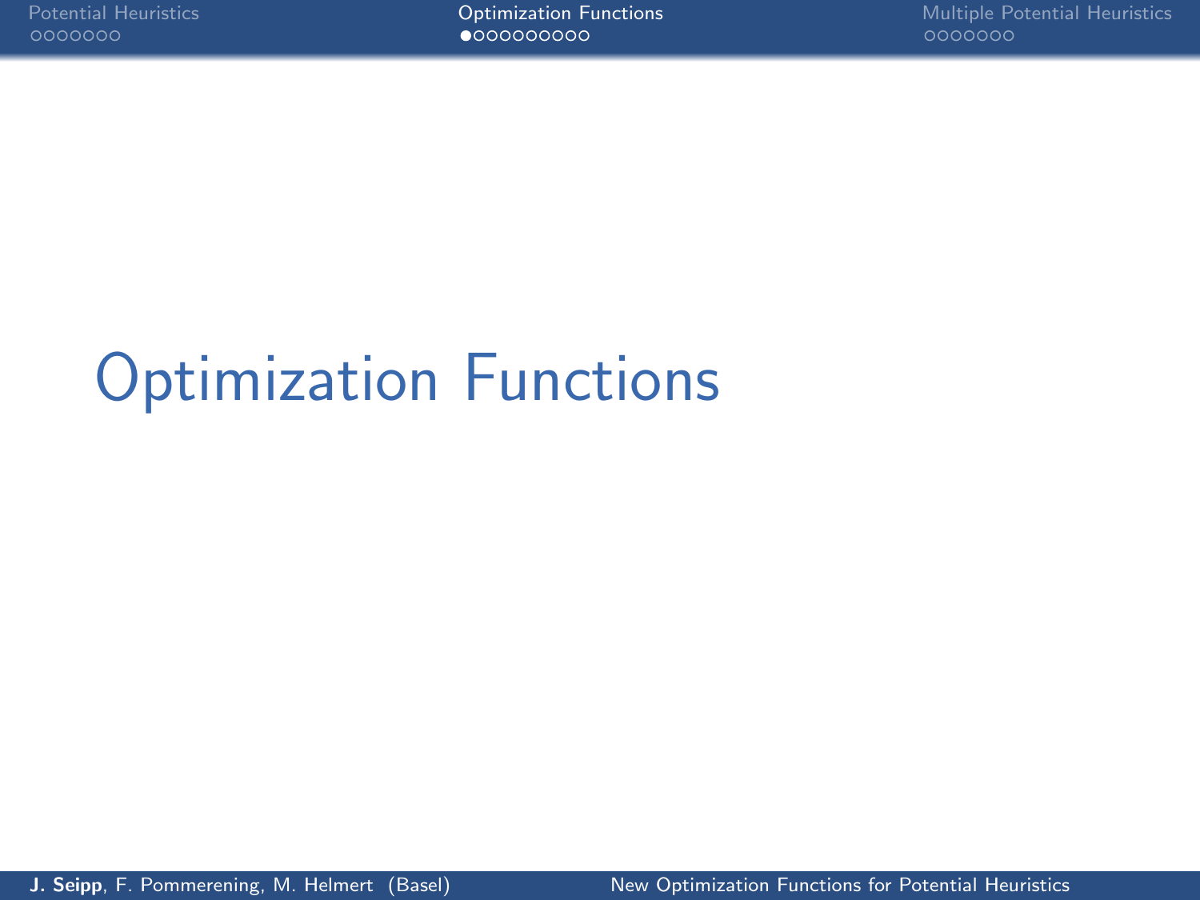# Optimization Functions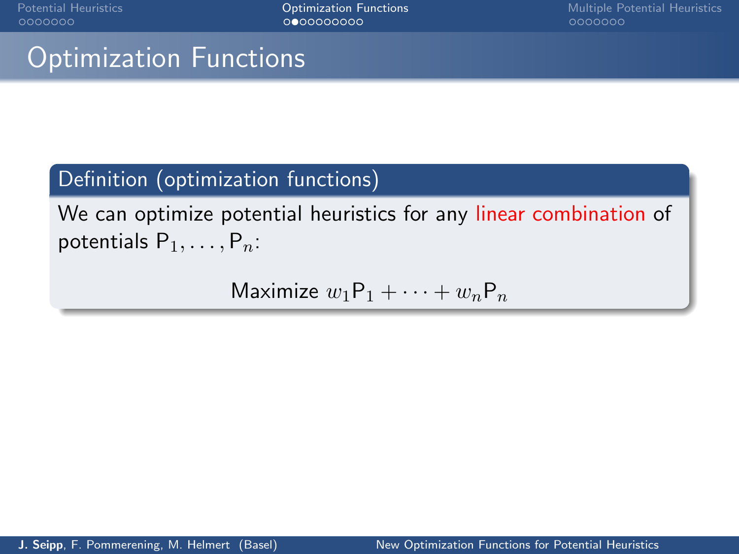# Optimization Functions

**Definition (optimization functions)**

We can optimize potential heuristics for any linear combination of potentials $\mathsf{P}_1, \dots, \mathsf{P}_n$:

$$\text{Maximize } w_1\mathsf{P}_1 + \dots + w_n\mathsf{P}_n$$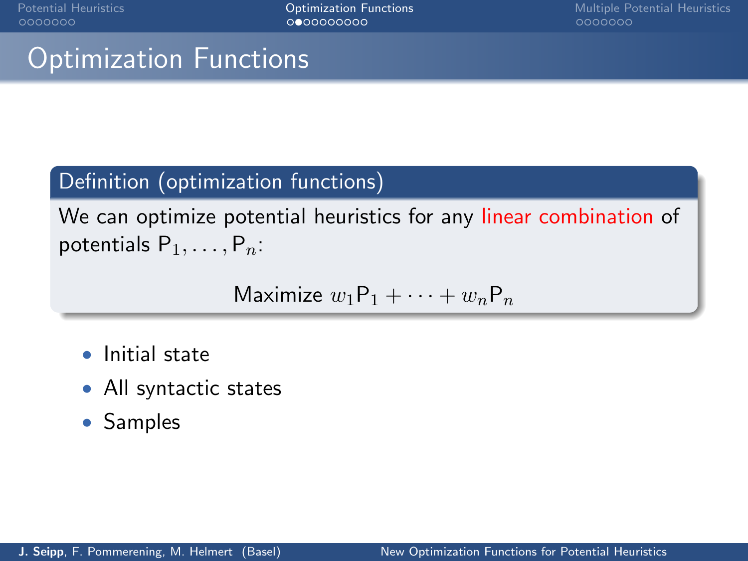# Optimization Functions

**Definition (optimization functions)**

We can optimize potential heuristics for any linear combination of potentials $\mathsf{P}_1, \dots, \mathsf{P}_n$:

$$\text{Maximize } w_1 \mathsf{P}_1 + \cdots + w_n \mathsf{P}_n$$

- Initial state
- All syntactic states
- Samples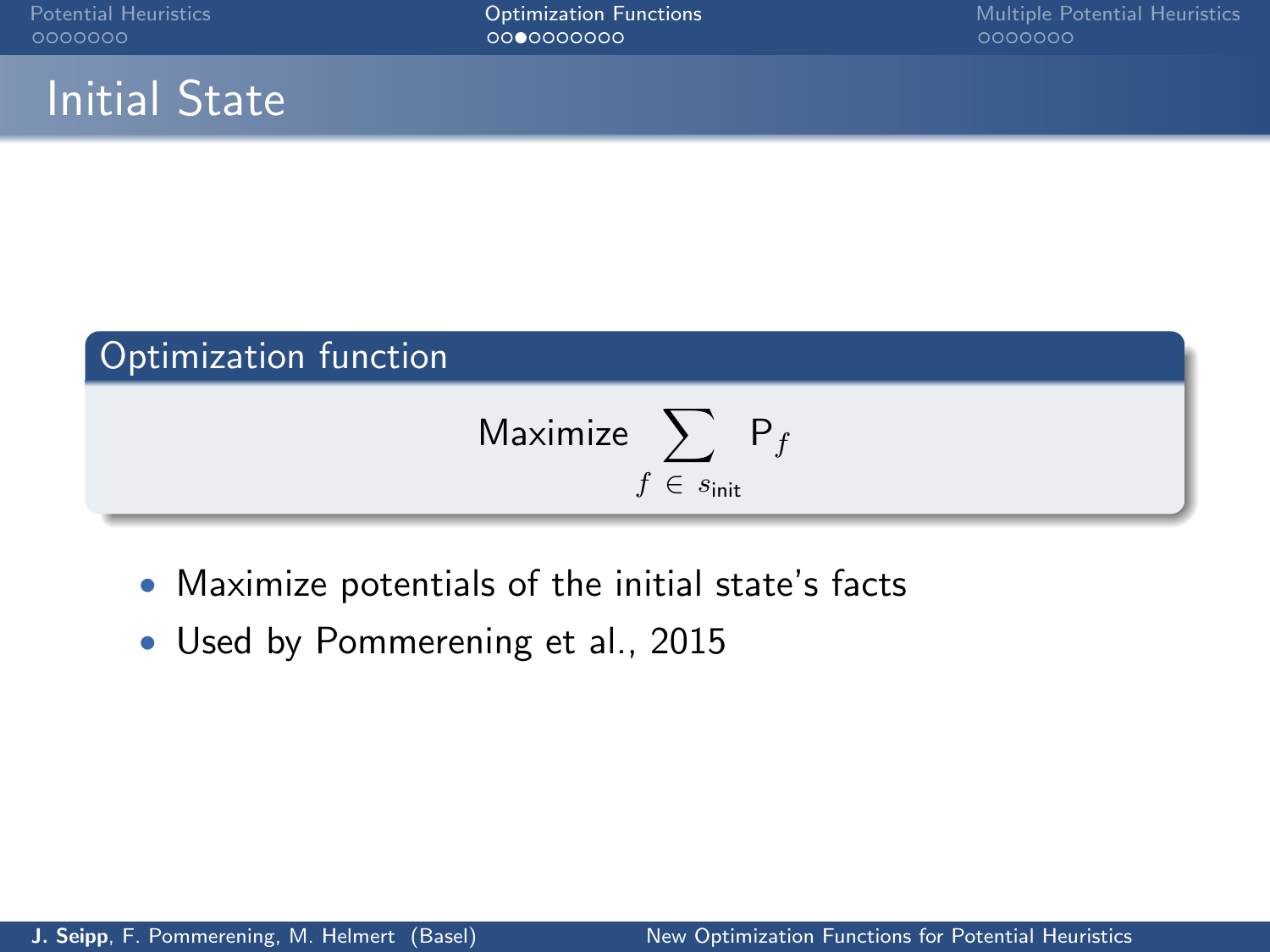# Initial State

**Optimization function**

$$\text{Maximize} \sum_{f \in s_{\text{init}}} \mathsf{P}_f$$

- Maximize potentials of the initial state's facts
- Used by Pommerening et al., 2015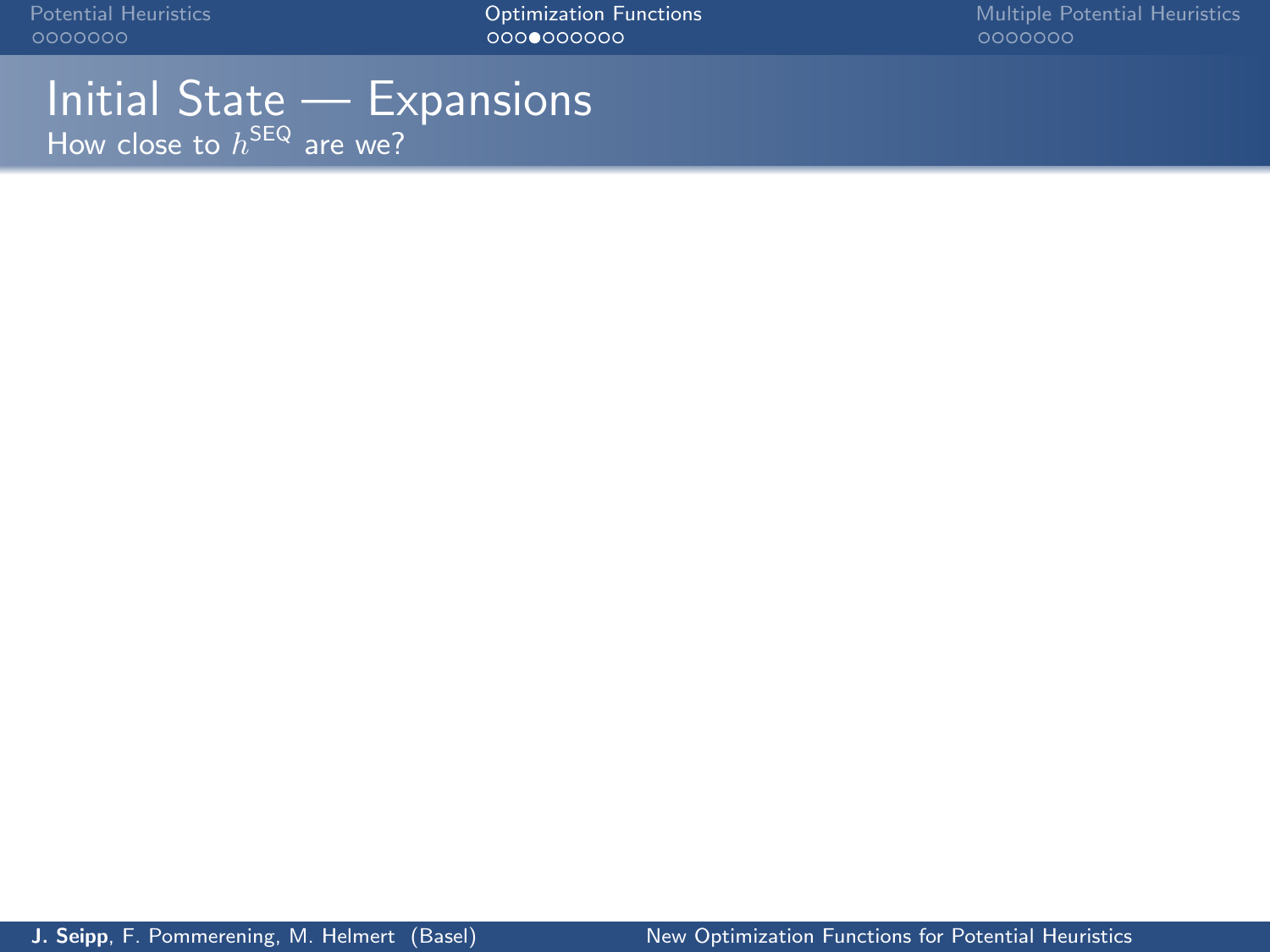# Initial State — Expansions

How close to $h^{\mathsf{SEQ}}$ are we?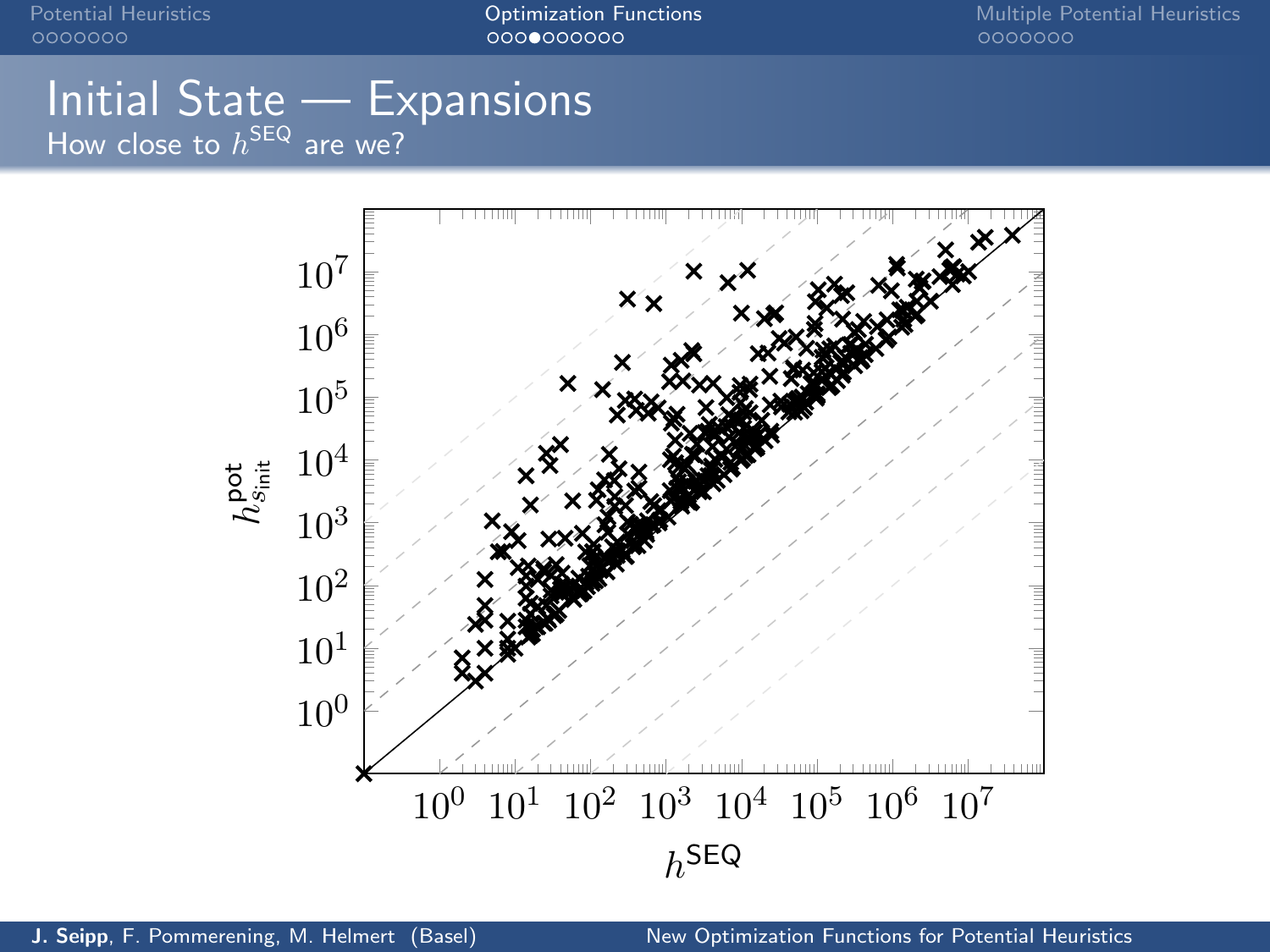# Initial State — Expansions

How close to $h^{\mathsf{SEQ}}$ are we?

$h^{\mathsf{pot}}_{s_{\mathsf{init}}}$

$10^0$ $10^1$ $10^2$ $10^3$ $10^4$ $10^5$ $10^6$ $10^7$

$h^{\mathsf{SEQ}}$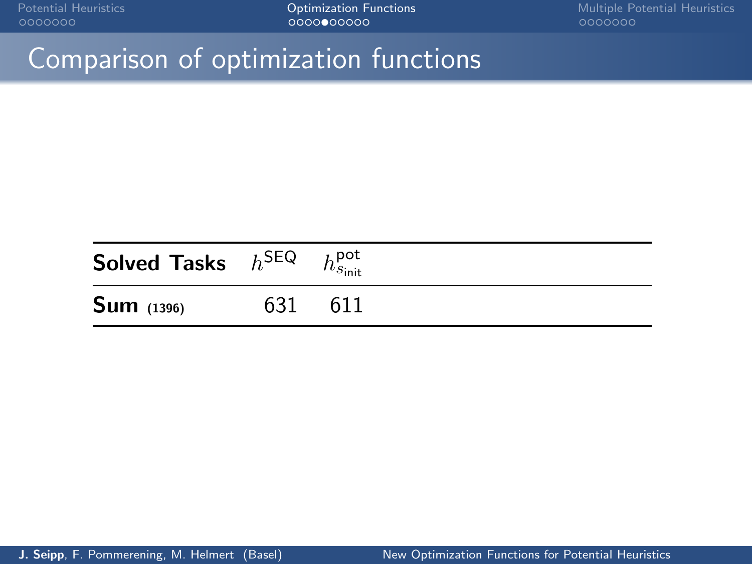# Comparison of optimization functions

| **Solved Tasks** | $h^{\mathsf{SEQ}}$ | $h^{\mathsf{pot}}_{s_{\mathsf{init}}}$ |
|---|---|---|
| **Sum** (1396) | 631 | 611 |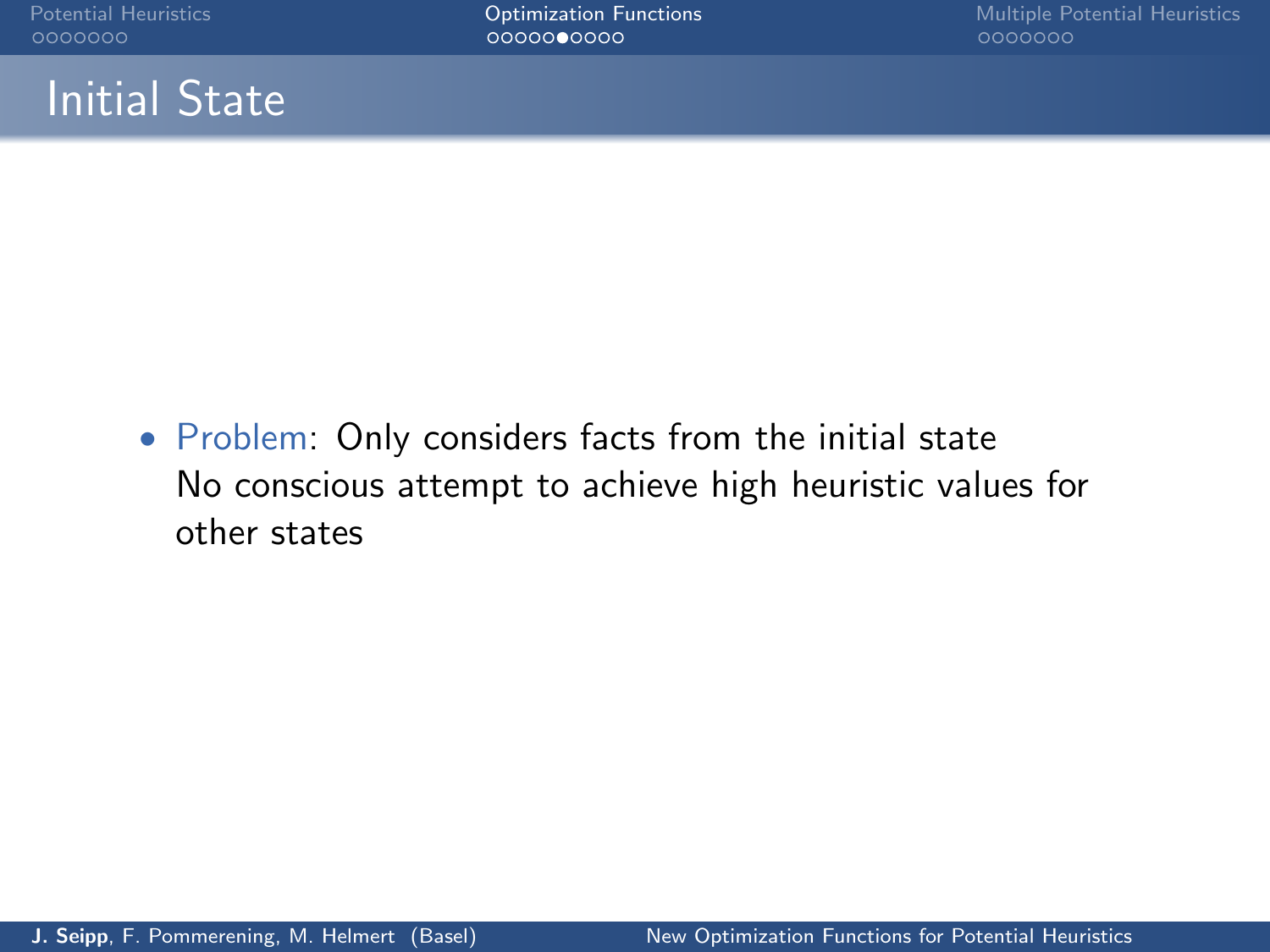# Initial State

- Problem: Only considers facts from the initial state
  No conscious attempt to achieve high heuristic values for other states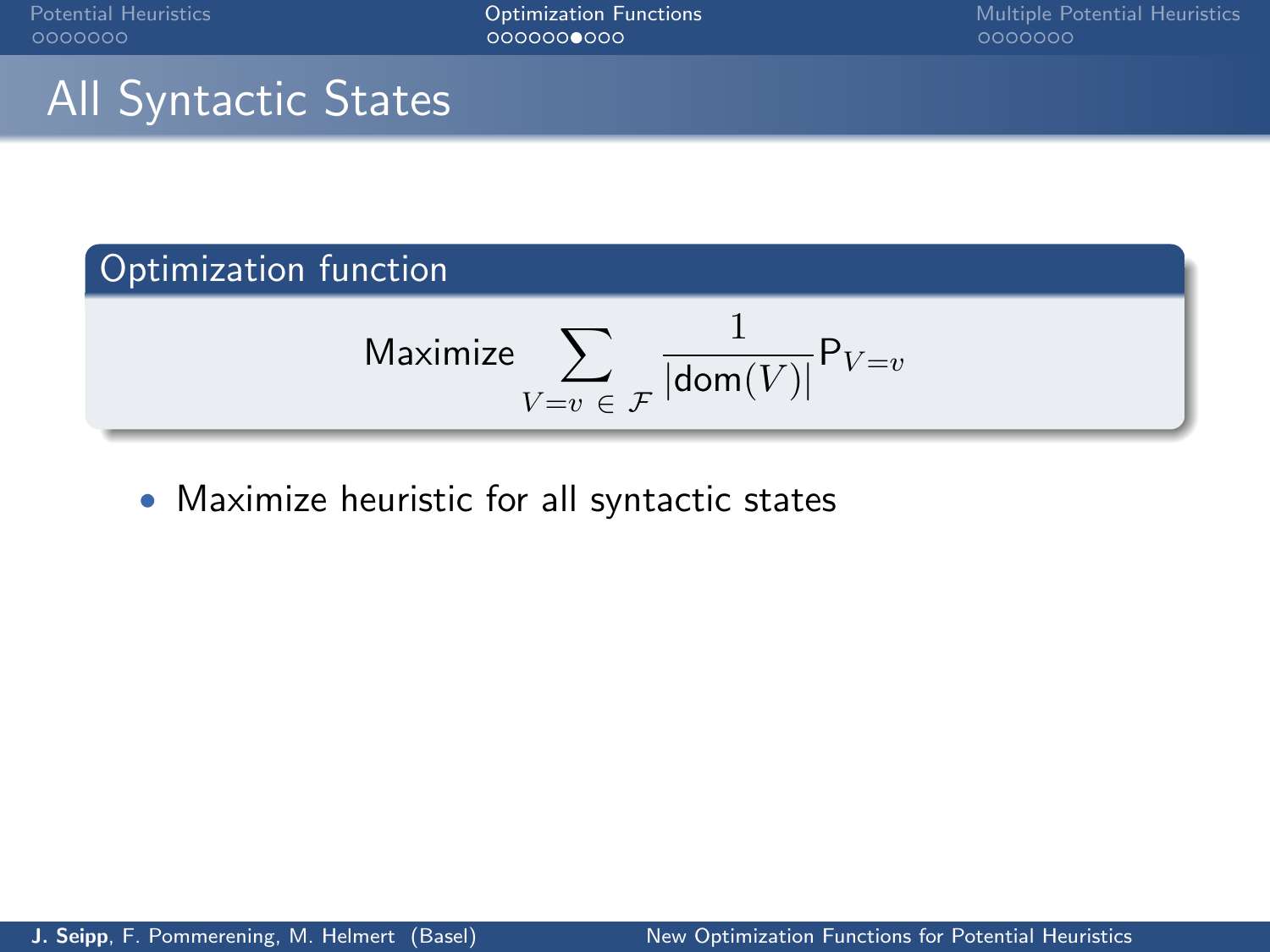# All Syntactic States

**Optimization function**

$$\text{Maximize} \sum_{V=v \,\in\, \mathcal{F}} \frac{1}{|\mathsf{dom}(V)|} \mathsf{P}_{V=v}$$

- Maximize heuristic for all syntactic states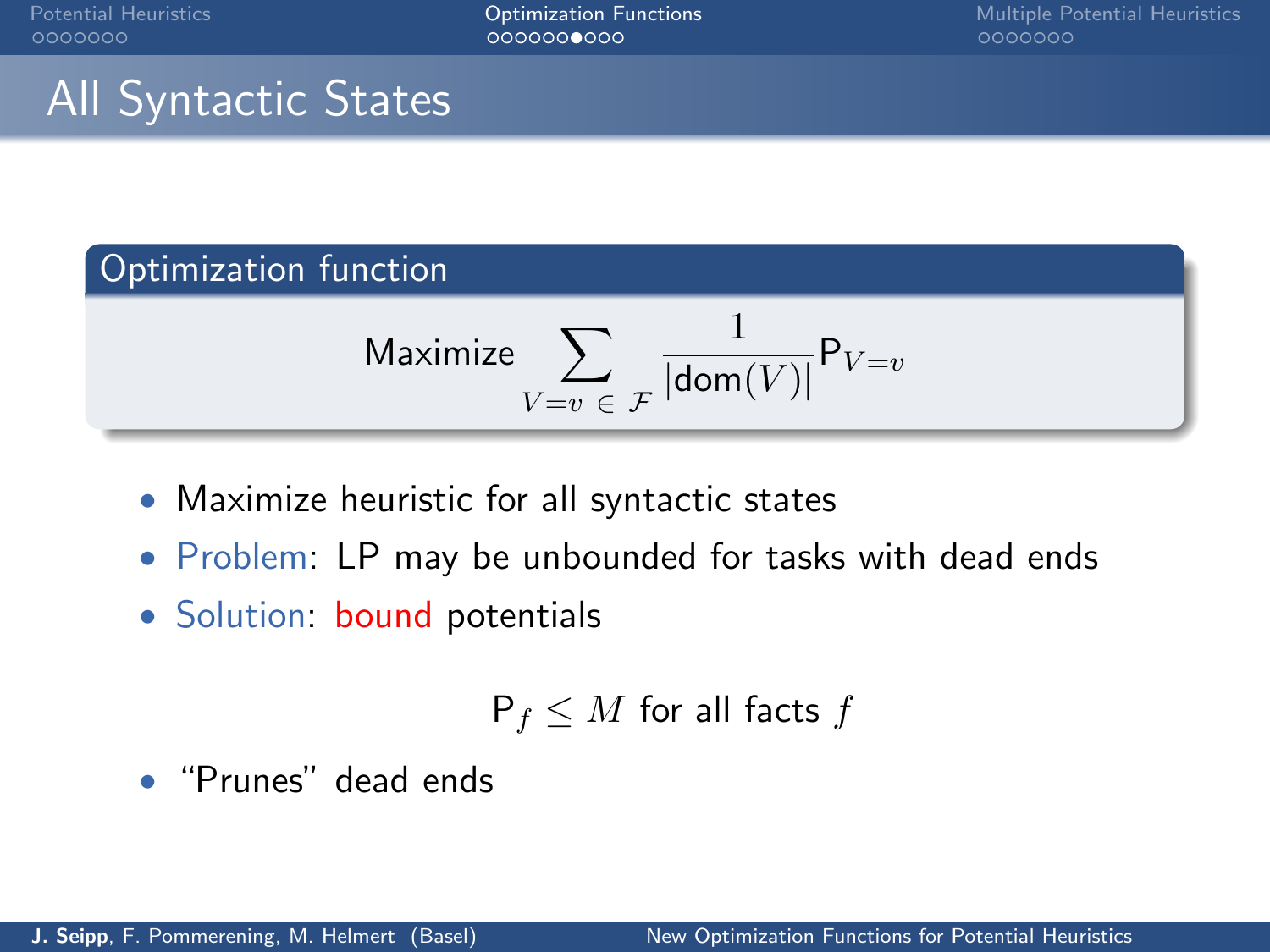# All Syntactic States

## Optimization function

$$\text{Maximize} \sum_{V=v \,\in\, \mathcal{F}} \frac{1}{|\text{dom}(V)|} \mathsf{P}_{V=v}$$

- Maximize heuristic for all syntactic states
- Problem: LP may be unbounded for tasks with dead ends
- Solution: bound potentials

$$\mathsf{P}_f \leq M \text{ for all facts } f$$

- “Prunes” dead ends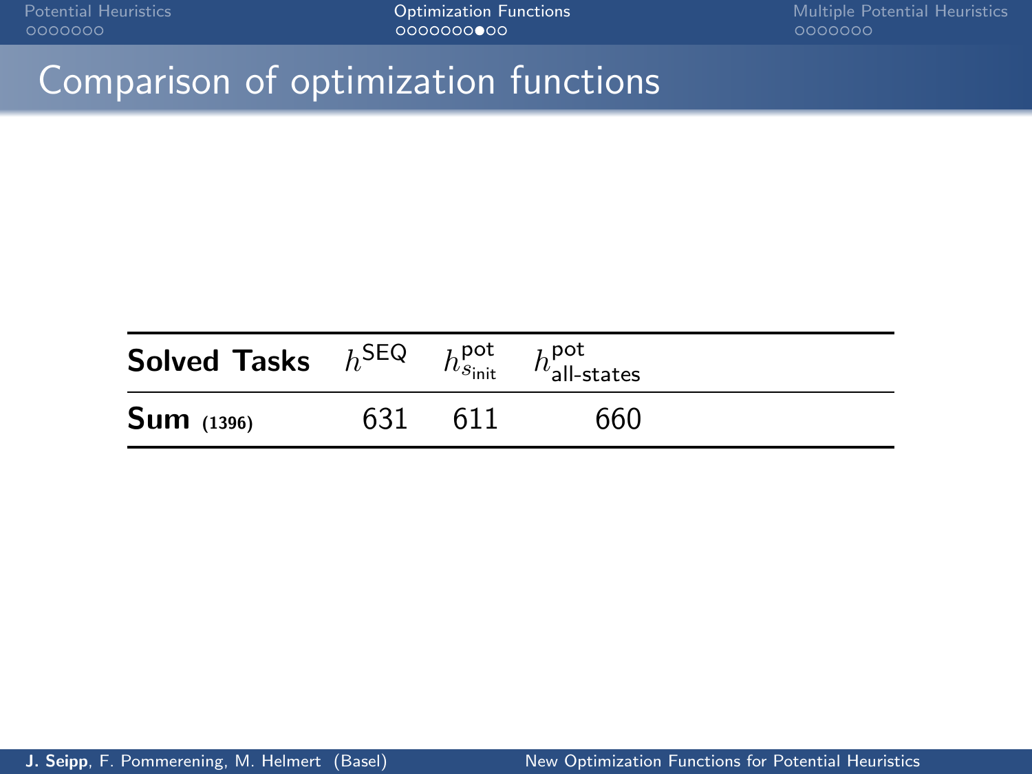# Comparison of optimization functions

| **Solved Tasks** | $h^{\mathsf{SEQ}}$ | $h^{\mathsf{pot}}_{s_{\mathsf{init}}}$ | $h^{\mathsf{pot}}_{\mathsf{all\text{-}states}}$ |
|---|---|---|---|
| **Sum (1396)** | 631 | 611 | 660 |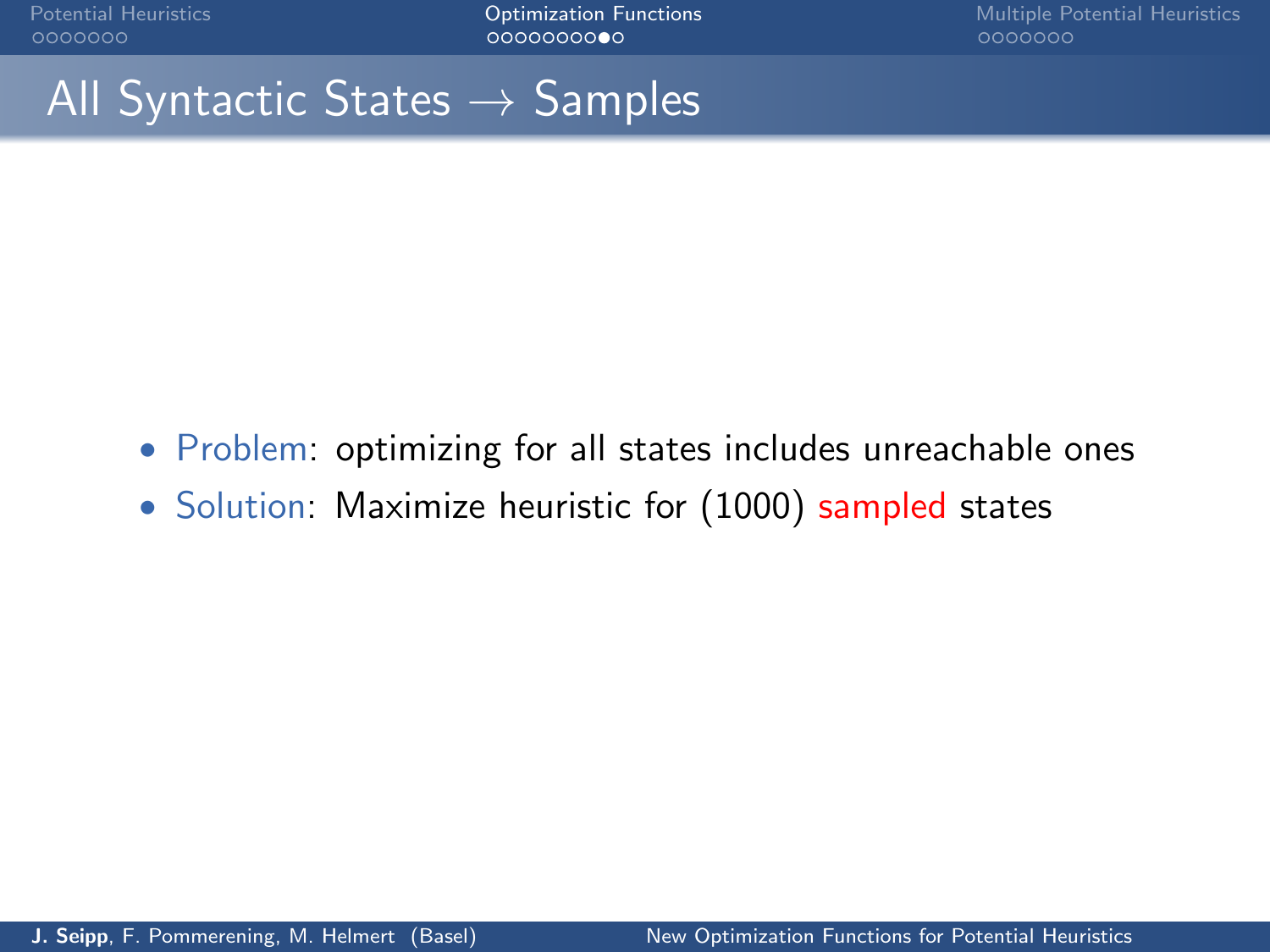# All Syntactic States → Samples

- Problem: optimizing for all states includes unreachable ones
- Solution: Maximize heuristic for (1000) sampled states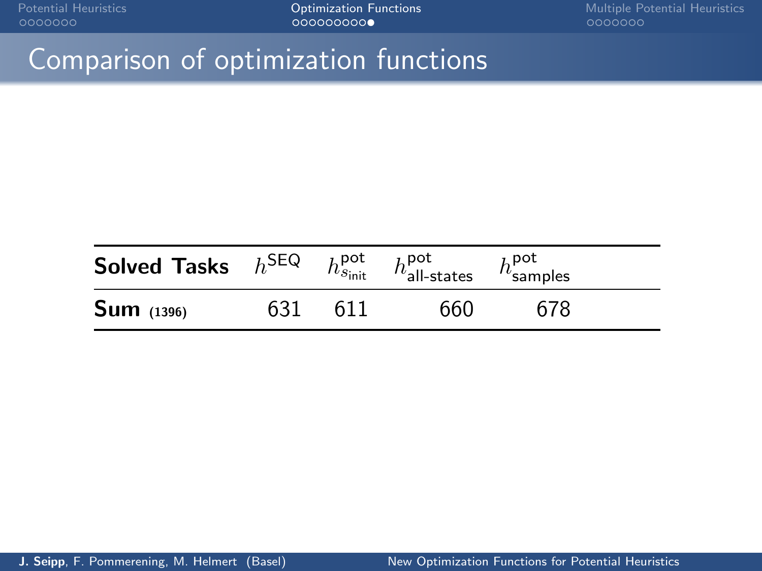# Comparison of optimization functions

| **Solved Tasks** | $h^{\text{SEQ}}$ | $h^{\text{pot}}_{s_{\text{init}}}$ | $h^{\text{pot}}_{\text{all-states}}$ | $h^{\text{pot}}_{\text{samples}}$ |
|---|---|---|---|---|
| **Sum** (1396) | 631 | 611 | 660 | 678 |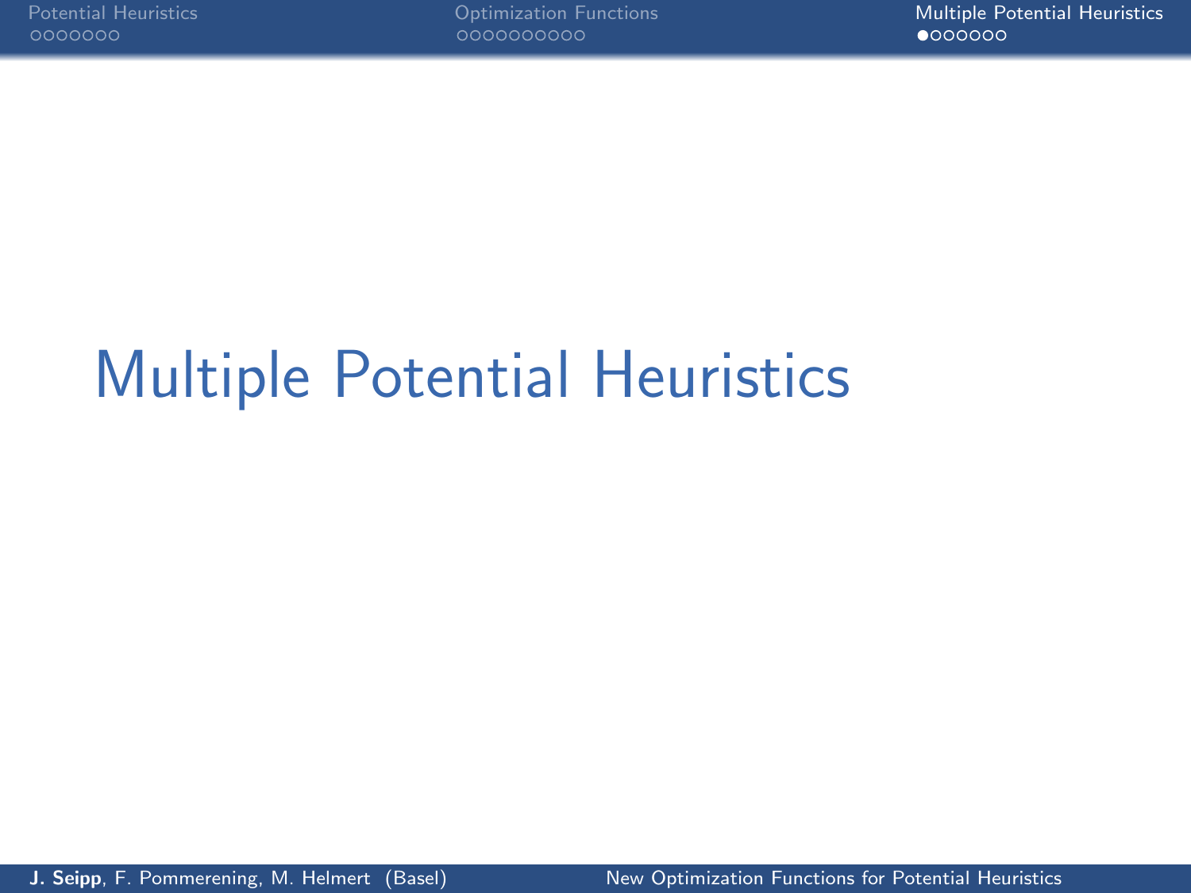# Multiple Potential Heuristics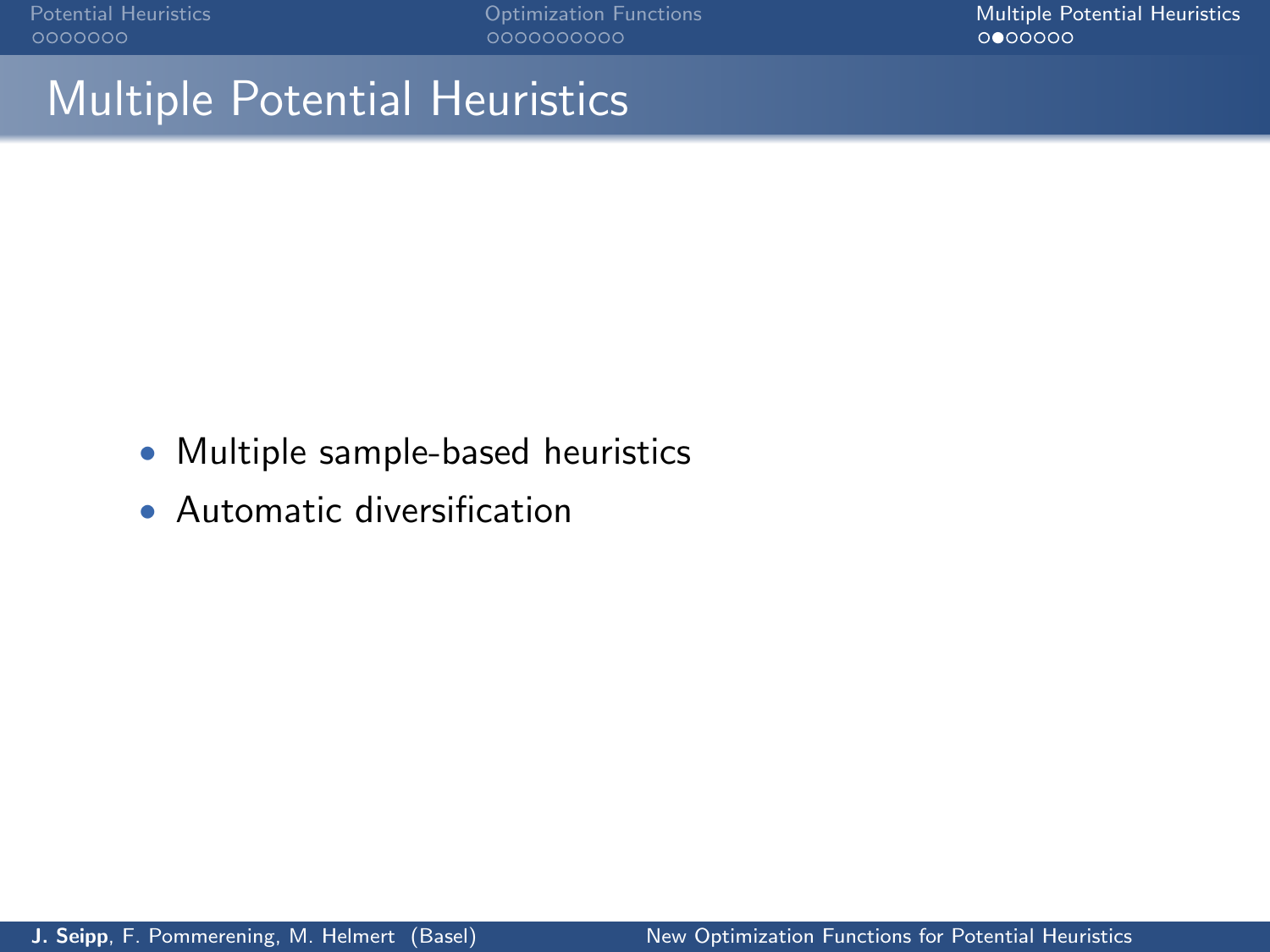# Multiple Potential Heuristics

- Multiple sample-based heuristics
- Automatic diversification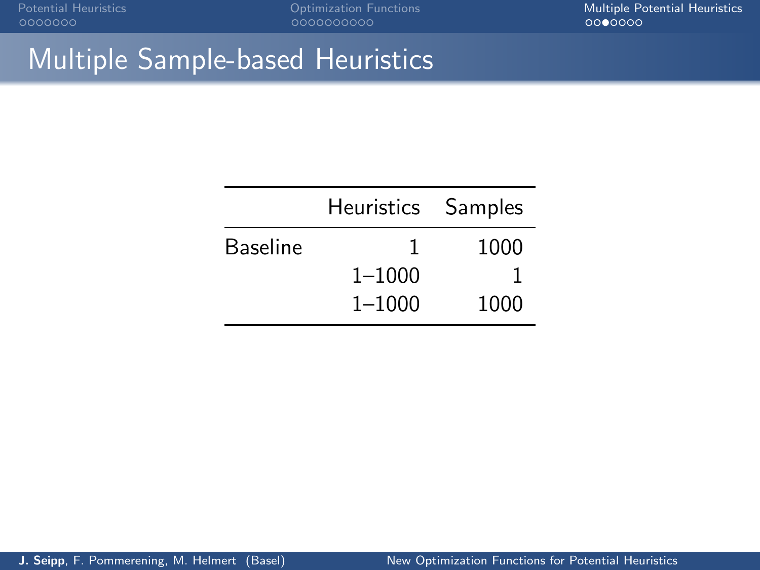# Multiple Sample-based Heuristics

| | Heuristics | Samples |
|---|---|---|
| Baseline | 1 | 1000 |
| | 1–1000 | 1 |
| | 1–1000 | 1000 |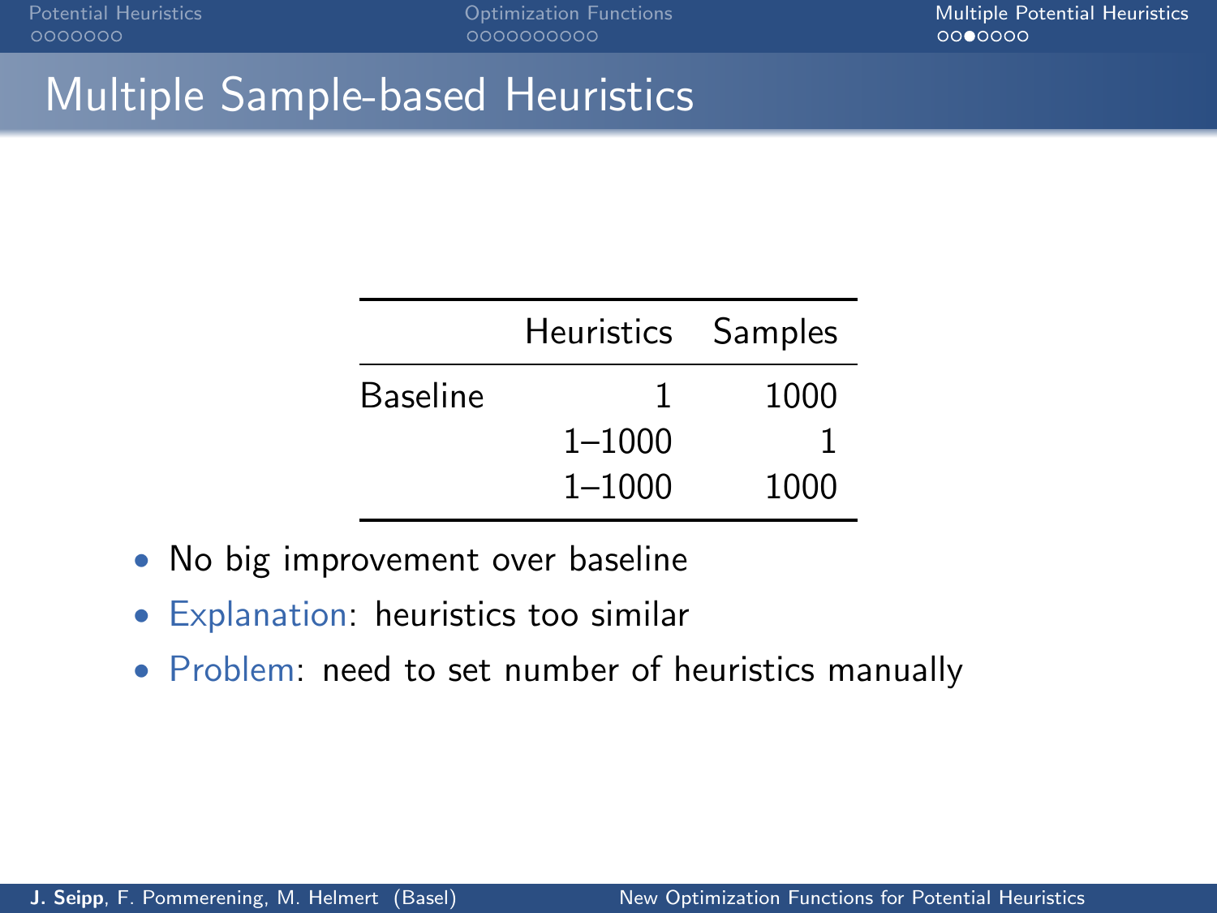# Multiple Sample-based Heuristics

| | Heuristics | Samples |
|---|---:|---:|
| Baseline | 1 | 1000 |
| | 1–1000 | 1 |
| | 1–1000 | 1000 |

- No big improvement over baseline
- Explanation: heuristics too similar
- Problem: need to set number of heuristics manually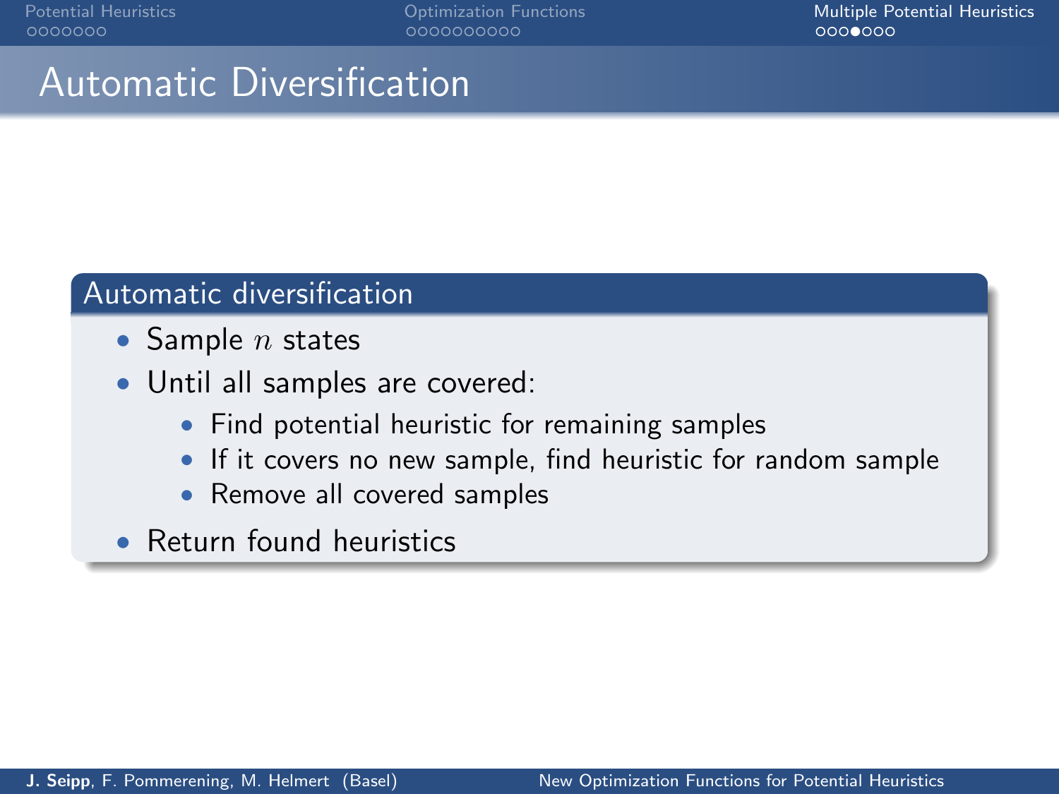# Automatic Diversification

## Automatic diversification

- Sample $n$ states
- Until all samples are covered:
  - Find potential heuristic for remaining samples
  - If it covers no new sample, find heuristic for random sample
  - Remove all covered samples
- Return found heuristics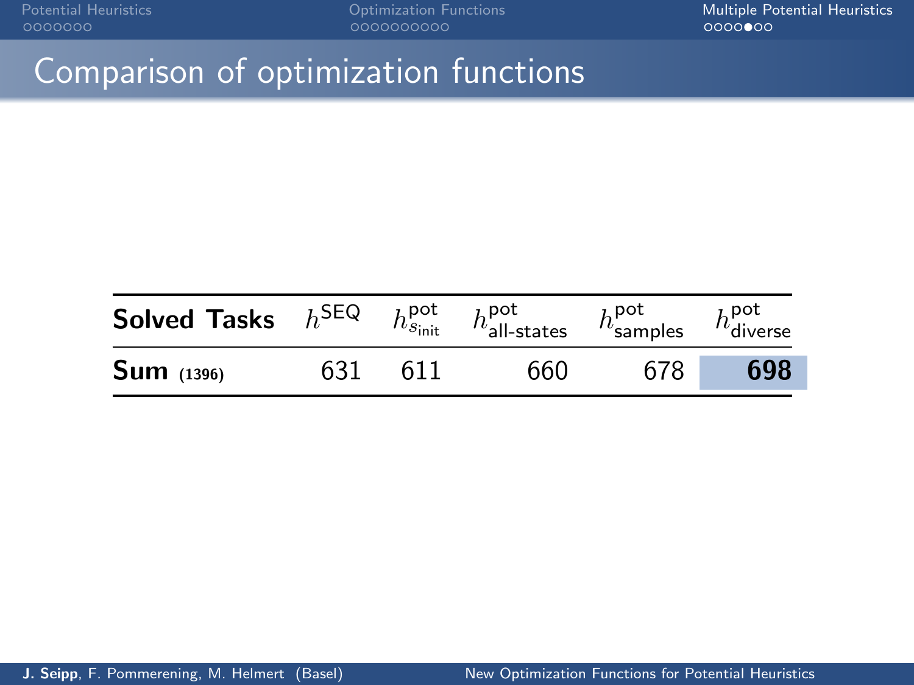# Comparison of optimization functions

| **Solved Tasks** | $h^{\mathsf{SEQ}}$ | $h^{\mathsf{pot}}_{s_{\mathsf{init}}}$ | $h^{\mathsf{pot}}_{\mathsf{all\text{-}states}}$ | $h^{\mathsf{pot}}_{\mathsf{samples}}$ | $h^{\mathsf{pot}}_{\mathsf{diverse}}$ |
|---|---|---|---|---|---|
| **Sum** **(1396)** | 631 | 611 | 660 | 678 | **698** |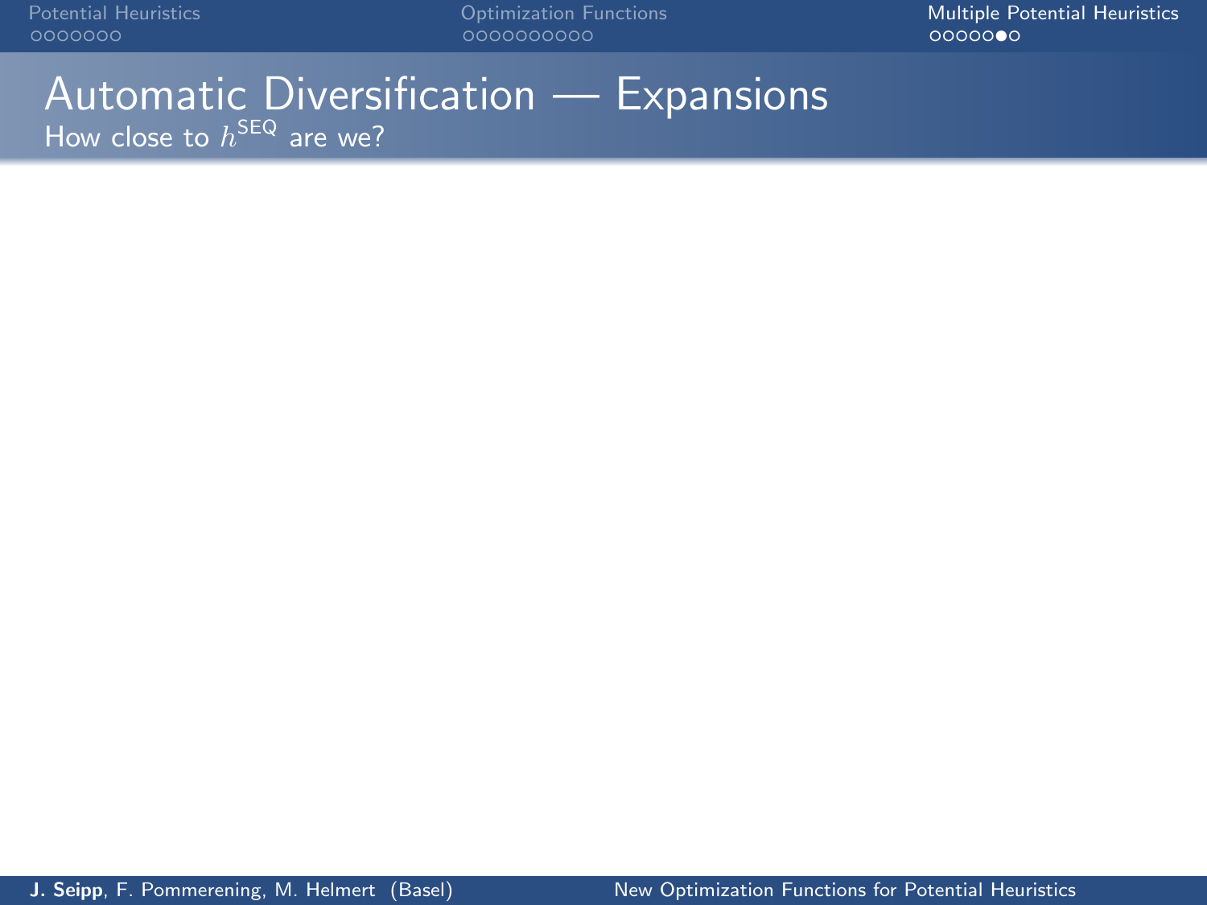# Automatic Diversification — Expansions

How close to $h^{\mathsf{SEQ}}$ are we?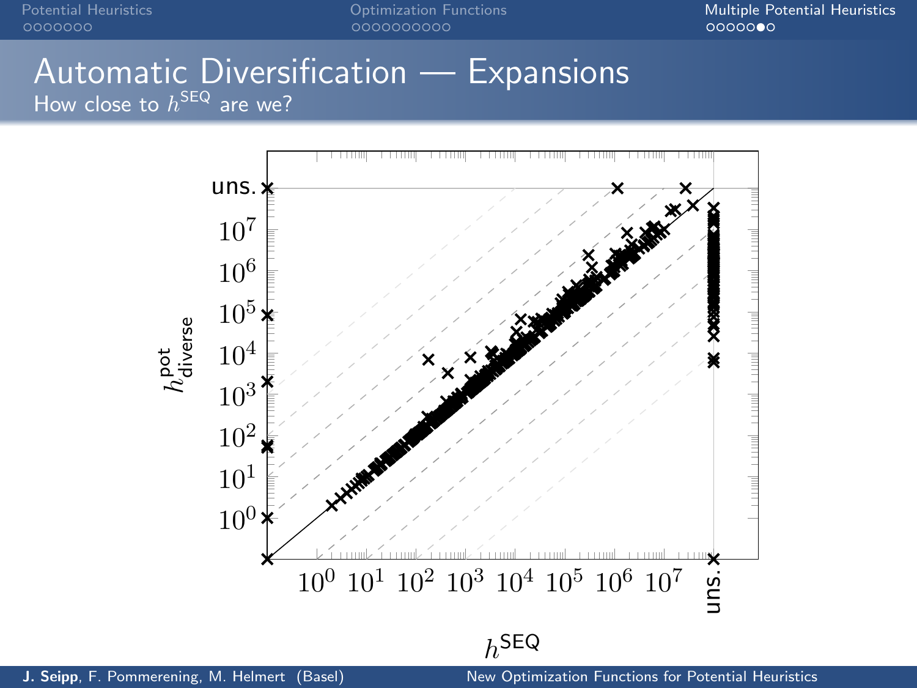# Automatic Diversification — Expansions

How close to $h^{\mathsf{SEQ}}$ are we?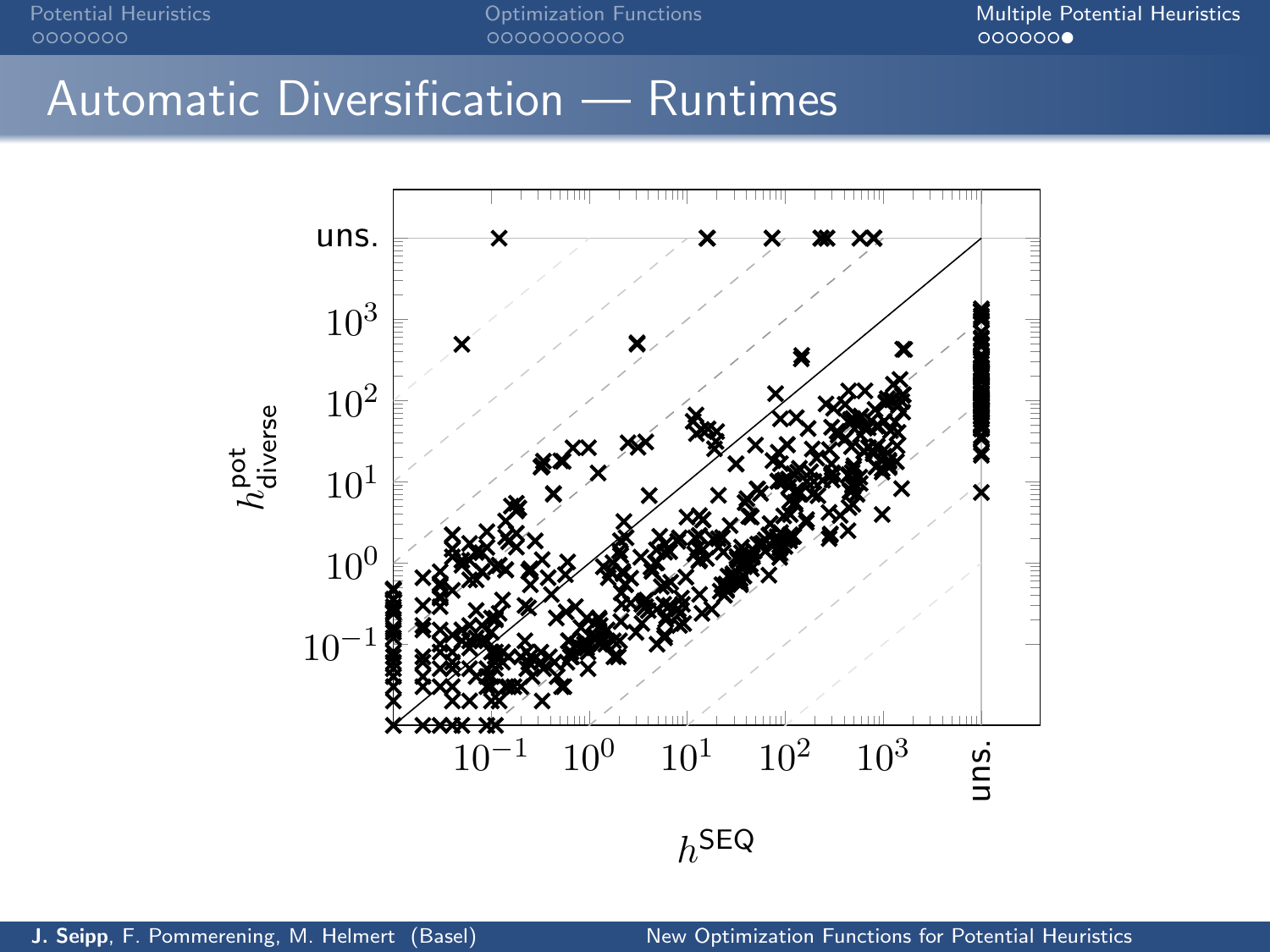# Automatic Diversification — Runtimes

uns.

$10^3$

$10^2$

$10^1$

$10^0$

$10^{-1}$

$h^{\text{pot}}_{\text{diverse}}$

$10^{-1}$ $10^0$ $10^1$ $10^2$ $10^3$ uns.

$h^{\text{SEQ}}$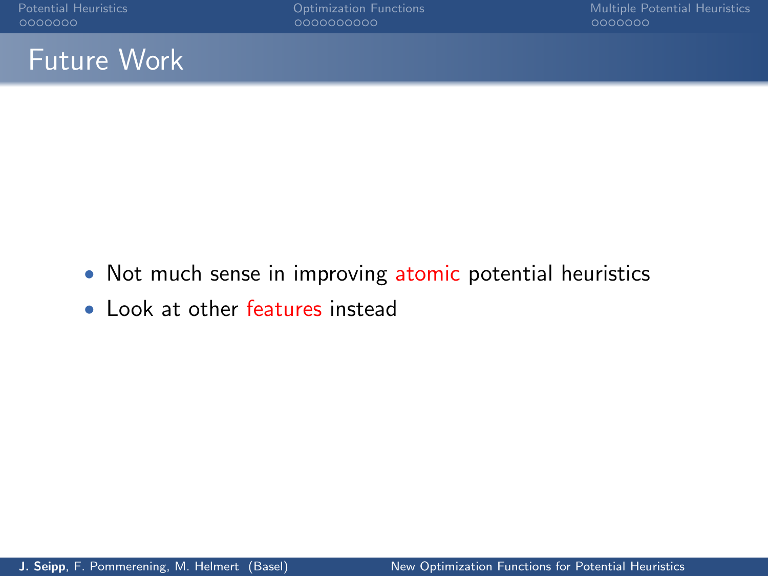# Future Work

- Not much sense in improving atomic potential heuristics
- Look at other features instead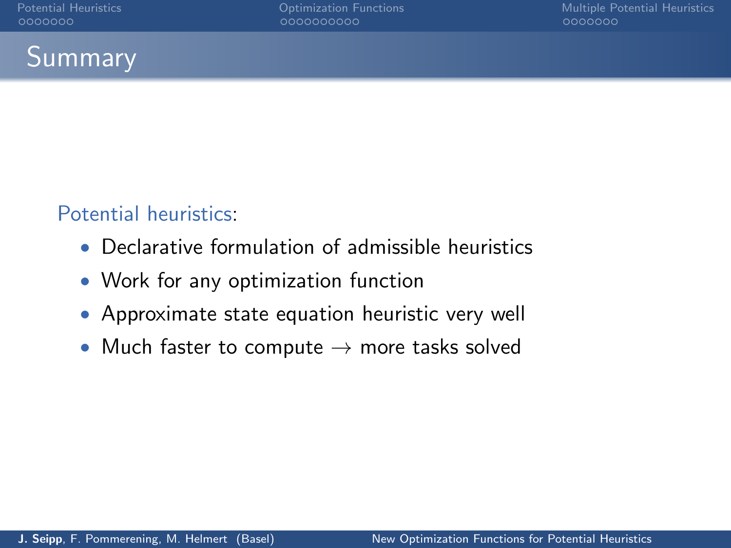# Summary

Potential heuristics:

- Declarative formulation of admissible heuristics
- Work for any optimization function
- Approximate state equation heuristic very well
- Much faster to compute $\rightarrow$ more tasks solved